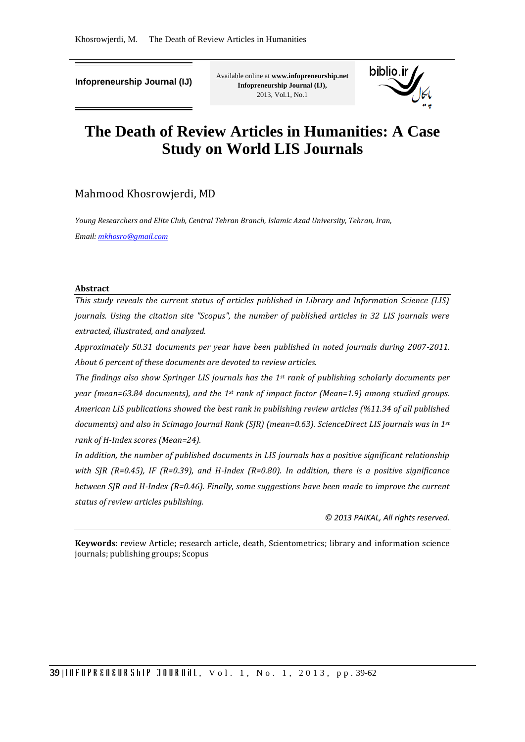**Infopreneurship Journal (IJ)**

Available online at **www.infopreneurship.net**
**Infopreneurship Journal (IJ),**
2013, Vol.1, No.1

# The Death of Review Articles in Humanities: A Case Study on World LIS Journals

Mahmood Khosrowjerdi, MD

*Young Researchers and Elite Club, Central Tehran Branch, Islamic Azad University, Tehran, Iran,*
*Email: mkhosro@gmail.com*

**Abstract**

*This study reveals the current status of articles published in Library and Information Science (LIS) journals. Using the citation site "Scopus", the number of published articles in 32 LIS journals were extracted, illustrated, and analyzed.*

*Approximately 50.31 documents per year have been published in noted journals during 2007-2011. About 6 percent of these documents are devoted to review articles.*

*The findings also show Springer LIS journals has the 1st rank of publishing scholarly documents per year (mean=63.84 documents), and the 1st rank of impact factor (Mean=1.9) among studied groups. American LIS publications showed the best rank in publishing review articles (%11.34 of all published documents) and also in Scimago Journal Rank (SJR) (mean=0.63). ScienceDirect LIS journals was in 1st rank of H-Index scores (Mean=24).*

*In addition, the number of published documents in LIS journals has a positive significant relationship with SJR (R=0.45), IF (R=0.39), and H-Index (R=0.80). In addition, there is a positive significance between SJR and H-Index (R=0.46). Finally, some suggestions have been made to improve the current status of review articles publishing.*

*© 2013 PAIKAL, All rights reserved.*

**Keywords**: review Article; research article, death, Scientometrics; library and information science journals; publishing groups; Scopus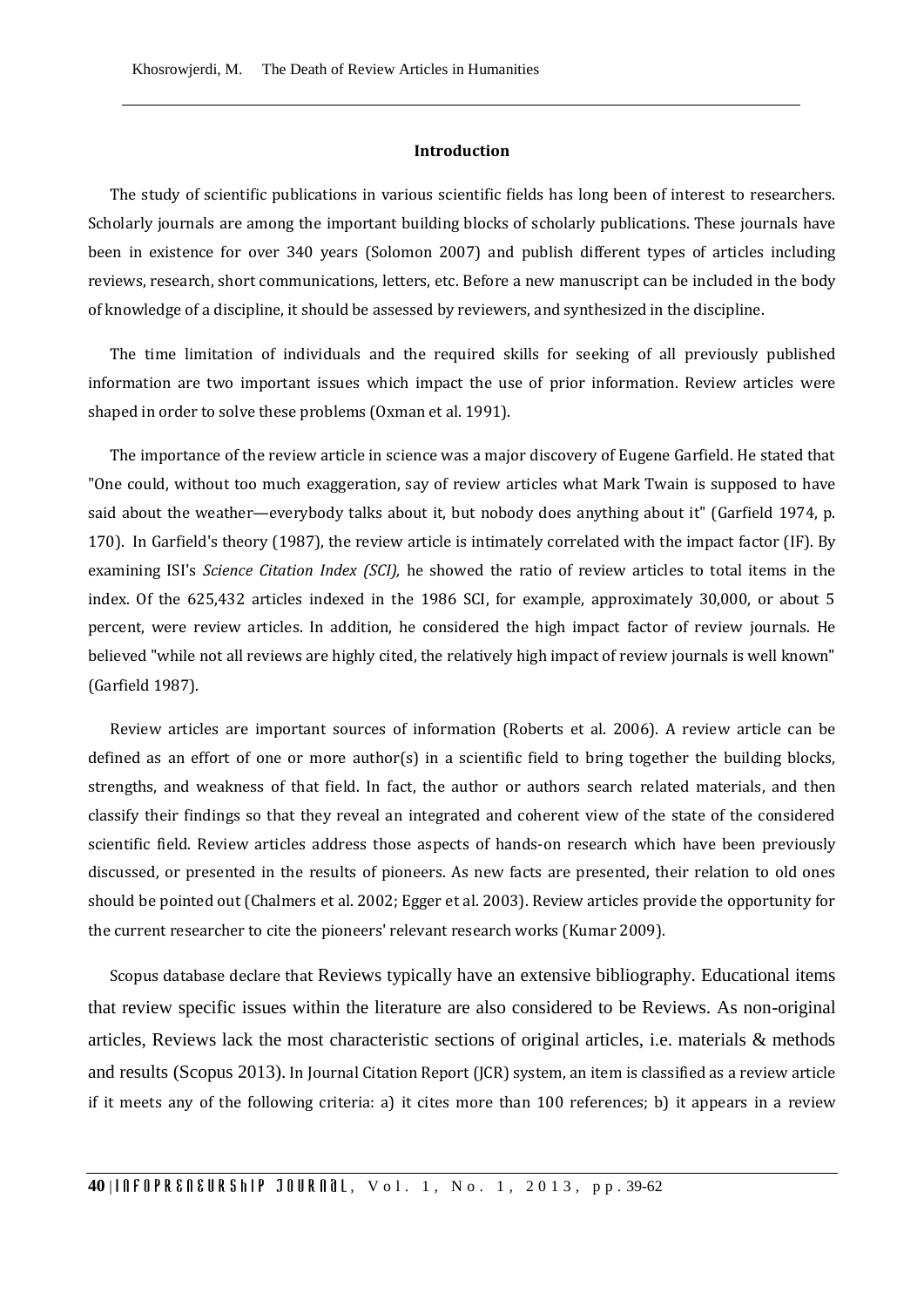## Introduction

The study of scientific publications in various scientific fields has long been of interest to researchers. Scholarly journals are among the important building blocks of scholarly publications. These journals have been in existence for over 340 years (Solomon 2007) and publish different types of articles including reviews, research, short communications, letters, etc. Before a new manuscript can be included in the body of knowledge of a discipline, it should be assessed by reviewers, and synthesized in the discipline.

The time limitation of individuals and the required skills for seeking of all previously published information are two important issues which impact the use of prior information. Review articles were shaped in order to solve these problems (Oxman et al. 1991).

The importance of the review article in science was a major discovery of Eugene Garfield. He stated that "One could, without too much exaggeration, say of review articles what Mark Twain is supposed to have said about the weather—everybody talks about it, but nobody does anything about it" (Garfield 1974, p. 170). In Garfield's theory (1987), the review article is intimately correlated with the impact factor (IF). By examining ISI's *Science Citation Index (SCI),* he showed the ratio of review articles to total items in the index. Of the 625,432 articles indexed in the 1986 SCI, for example, approximately 30,000, or about 5 percent, were review articles. In addition, he considered the high impact factor of review journals. He believed "while not all reviews are highly cited, the relatively high impact of review journals is well known" (Garfield 1987).

Review articles are important sources of information (Roberts et al. 2006). A review article can be defined as an effort of one or more author(s) in a scientific field to bring together the building blocks, strengths, and weakness of that field. In fact, the author or authors search related materials, and then classify their findings so that they reveal an integrated and coherent view of the state of the considered scientific field. Review articles address those aspects of hands-on research which have been previously discussed, or presented in the results of pioneers. As new facts are presented, their relation to old ones should be pointed out (Chalmers et al. 2002; Egger et al. 2003). Review articles provide the opportunity for the current researcher to cite the pioneers' relevant research works (Kumar 2009).

Scopus database declare that Reviews typically have an extensive bibliography. Educational items that review specific issues within the literature are also considered to be Reviews. As non-original articles, Reviews lack the most characteristic sections of original articles, i.e. materials & methods and results (Scopus 2013). In Journal Citation Report (JCR) system, an item is classified as a review article if it meets any of the following criteria: a) it cites more than 100 references; b) it appears in a review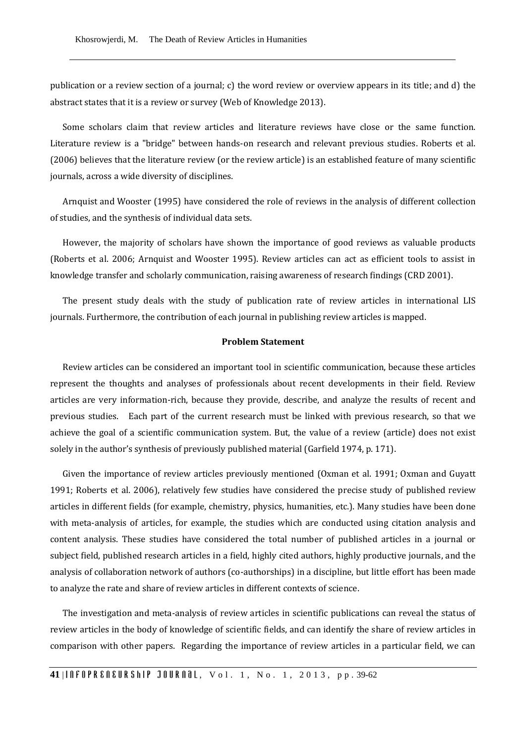publication or a review section of a journal; c) the word review or overview appears in its title; and d) the abstract states that it is a review or survey (Web of Knowledge 2013).

Some scholars claim that review articles and literature reviews have close or the same function. Literature review is a "bridge" between hands-on research and relevant previous studies. Roberts et al. (2006) believes that the literature review (or the review article) is an established feature of many scientific journals, across a wide diversity of disciplines.

Arnquist and Wooster (1995) have considered the role of reviews in the analysis of different collection of studies, and the synthesis of individual data sets.

However, the majority of scholars have shown the importance of good reviews as valuable products (Roberts et al. 2006; Arnquist and Wooster 1995). Review articles can act as efficient tools to assist in knowledge transfer and scholarly communication, raising awareness of research findings (CRD 2001).

The present study deals with the study of publication rate of review articles in international LIS journals. Furthermore, the contribution of each journal in publishing review articles is mapped.

## Problem Statement

Review articles can be considered an important tool in scientific communication, because these articles represent the thoughts and analyses of professionals about recent developments in their field. Review articles are very information-rich, because they provide, describe, and analyze the results of recent and previous studies. Each part of the current research must be linked with previous research, so that we achieve the goal of a scientific communication system. But, the value of a review (article) does not exist solely in the author's synthesis of previously published material (Garfield 1974, p. 171).

Given the importance of review articles previously mentioned (Oxman et al. 1991; Oxman and Guyatt 1991; Roberts et al. 2006), relatively few studies have considered the precise study of published review articles in different fields (for example, chemistry, physics, humanities, etc.). Many studies have been done with meta-analysis of articles, for example, the studies which are conducted using citation analysis and content analysis. These studies have considered the total number of published articles in a journal or subject field, published research articles in a field, highly cited authors, highly productive journals, and the analysis of collaboration network of authors (co-authorships) in a discipline, but little effort has been made to analyze the rate and share of review articles in different contexts of science.

The investigation and meta-analysis of review articles in scientific publications can reveal the status of review articles in the body of knowledge of scientific fields, and can identify the share of review articles in comparison with other papers. Regarding the importance of review articles in a particular field, we can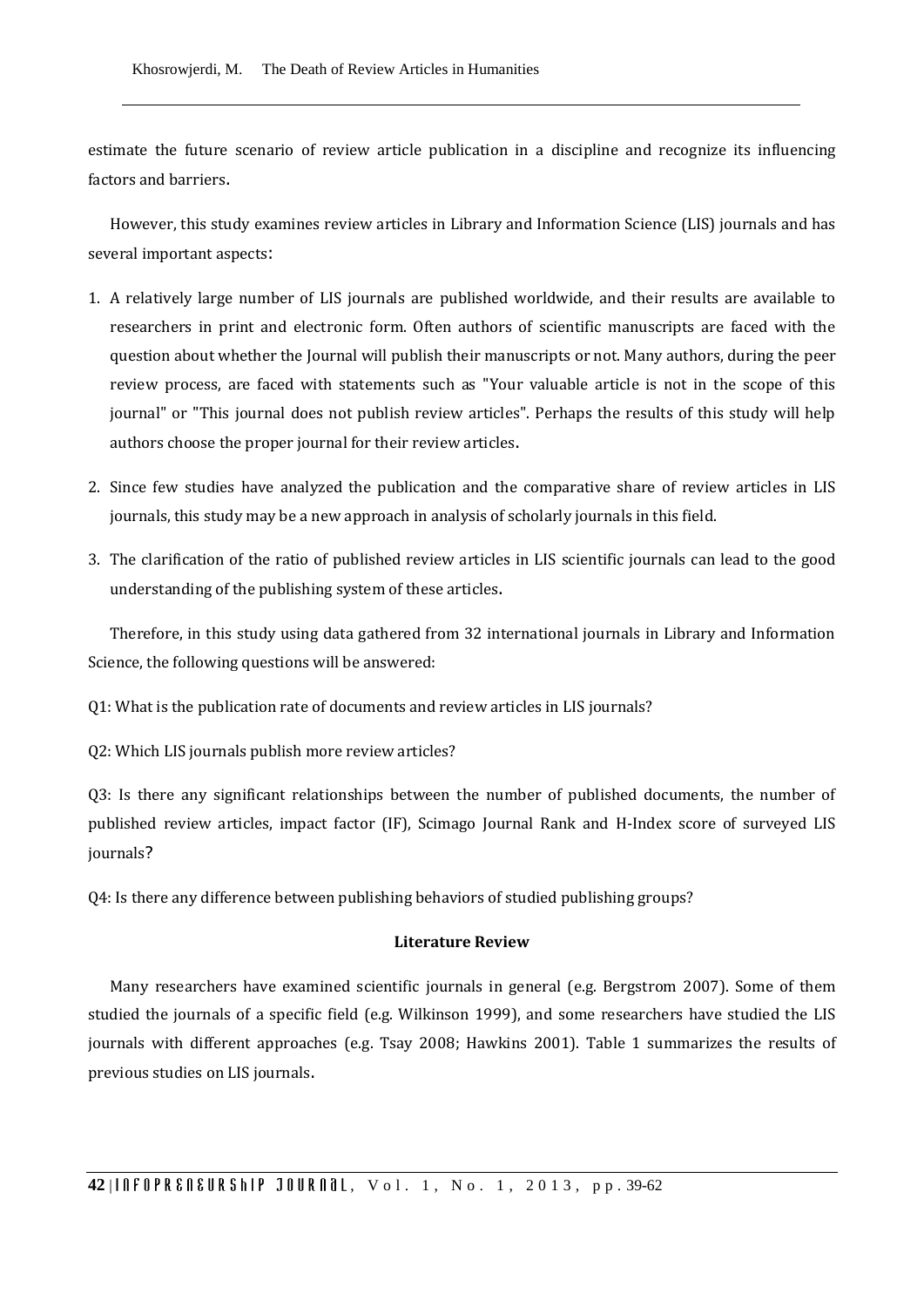estimate the future scenario of review article publication in a discipline and recognize its influencing factors and barriers.

However, this study examines review articles in Library and Information Science (LIS) journals and has several important aspects:

1. A relatively large number of LIS journals are published worldwide, and their results are available to researchers in print and electronic form. Often authors of scientific manuscripts are faced with the question about whether the Journal will publish their manuscripts or not. Many authors, during the peer review process, are faced with statements such as "Your valuable article is not in the scope of this journal" or "This journal does not publish review articles". Perhaps the results of this study will help authors choose the proper journal for their review articles.

2. Since few studies have analyzed the publication and the comparative share of review articles in LIS journals, this study may be a new approach in analysis of scholarly journals in this field.

3. The clarification of the ratio of published review articles in LIS scientific journals can lead to the good understanding of the publishing system of these articles.

Therefore, in this study using data gathered from 32 international journals in Library and Information Science, the following questions will be answered:

Q1: What is the publication rate of documents and review articles in LIS journals?

Q2: Which LIS journals publish more review articles?

Q3: Is there any significant relationships between the number of published documents, the number of published review articles, impact factor (IF), Scimago Journal Rank and H-Index score of surveyed LIS journals?

Q4: Is there any difference between publishing behaviors of studied publishing groups?

## Literature Review

Many researchers have examined scientific journals in general (e.g. Bergstrom 2007). Some of them studied the journals of a specific field (e.g. Wilkinson 1999), and some researchers have studied the LIS journals with different approaches (e.g. Tsay 2008; Hawkins 2001). Table 1 summarizes the results of previous studies on LIS journals.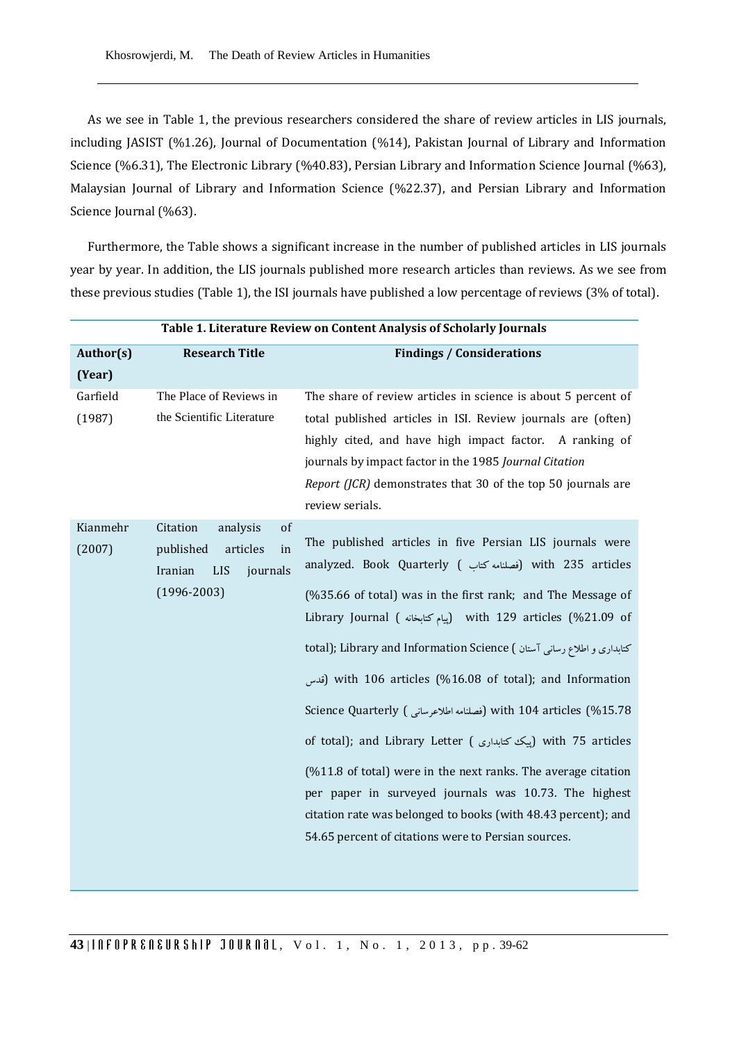As we see in Table 1, the previous researchers considered the share of review articles in LIS journals, including JASIST (%1.26), Journal of Documentation (%14), Pakistan Journal of Library and Information Science (%6.31), The Electronic Library (%40.83), Persian Library and Information Science Journal (%63), Malaysian Journal of Library and Information Science (%22.37), and Persian Library and Information Science Journal (%63).

Furthermore, the Table shows a significant increase in the number of published articles in LIS journals year by year. In addition, the LIS journals published more research articles than reviews. As we see from these previous studies (Table 1), the ISI journals have published a low percentage of reviews (3% of total).

**Table 1. Literature Review on Content Analysis of Scholarly Journals**

| Author(s) (Year) | Research Title | Findings / Considerations |
|---|---|---|
| Garfield (1987) | The Place of Reviews in the Scientific Literature | The share of review articles in science is about 5 percent of total published articles in ISI. Review journals are (often) highly cited, and have high impact factor. A ranking of journals by impact factor in the 1985 *Journal Citation Report (JCR)* demonstrates that 30 of the top 50 journals are review serials. |
| Kianmehr (2007) | Citation analysis of published articles in Iranian LIS journals (1996-2003) | The published articles in five Persian LIS journals were analyzed. Book Quarterly (فصلنامه کتاب) with 235 articles (%35.66 of total) was in the first rank; and The Message of Library Journal (پیام کتابخانه) with 129 articles (%21.09 of total); Library and Information Science (کتابداری و اطلاع رسانی آستان قدس) with 106 articles (%16.08 of total); and Information Science Quarterly (فصلنامه اطلاعرسانی) with 104 articles (%15.78 of total); and Library Letter (پیک کتابداری) with 75 articles (%11.8 of total) were in the next ranks. The average citation per paper in surveyed journals was 10.73. The highest citation rate was belonged to books (with 48.43 percent); and 54.65 percent of citations were to Persian sources. |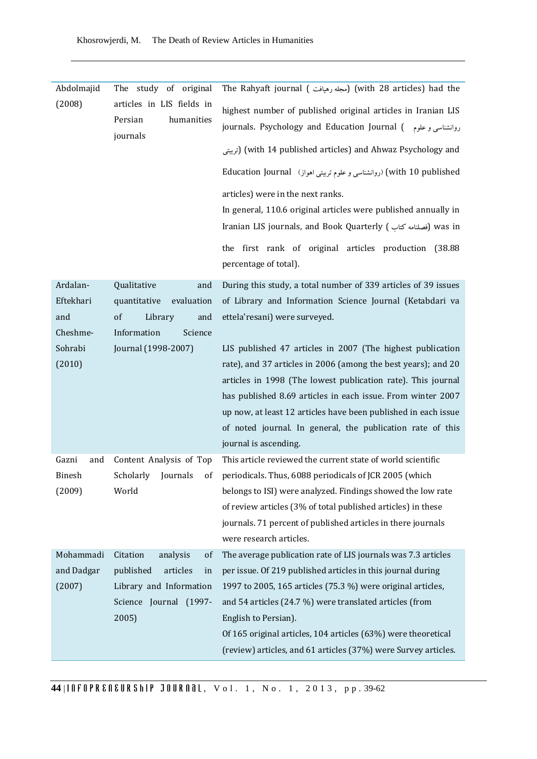| | | |
|---|---|---|
| Abdolmajid (2008) | The study of original articles in LIS fields in Persian humanities journals | The Rahyaft journal ( مجله رهیافت) (with 28 articles) had the highest number of published original articles in Iranian LIS journals. Psychology and Education Journal ( روانشناسی و علوم تربیتی) (with 14 published articles) and Ahwaz Psychology and Education Journal (روانشناسی و علوم تربیتی اهواز) (with 10 published articles) were in the next ranks.<br>In general, 110.6 original articles were published annually in Iranian LIS journals, and Book Quarterly ( فصلنامه کتاب) was in the first rank of original articles production (38.88 percentage of total). |
| Ardalan-Eftekhari and Cheshme-Sohrabi (2010) | Qualitative and quantitative evaluation of Library and Information Science Journal (1998-2007) | During this study, a total number of 339 articles of 39 issues of Library and Information Science Journal (Ketabdari va ettela'resani) were surveyed.<br><br>LIS published 47 articles in 2007 (The highest publication rate), and 37 articles in 2006 (among the best years); and 20 articles in 1998 (The lowest publication rate). This journal has published 8.69 articles in each issue. From winter 2007 up now, at least 12 articles have been published in each issue of noted journal. In general, the publication rate of this journal is ascending. |
| Gazni and Binesh (2009) | Content Analysis of Top Scholarly Journals of World | This article reviewed the current state of world scientific periodicals. Thus, 6088 periodicals of JCR 2005 (which belongs to ISI) were analyzed. Findings showed the low rate of review articles (3% of total published articles) in these journals. 71 percent of published articles in there journals were research articles. |
| Mohammadi and Dadgar (2007) | Citation analysis of published articles in Library and Information Science Journal (1997-2005) | The average publication rate of LIS journals was 7.3 articles per issue. Of 219 published articles in this journal during 1997 to 2005, 165 articles (75.3 %) were original articles, and 54 articles (24.7 %) were translated articles (from English to Persian).<br>Of 165 original articles, 104 articles (63%) were theoretical (review) articles, and 61 articles (37%) were Survey articles. |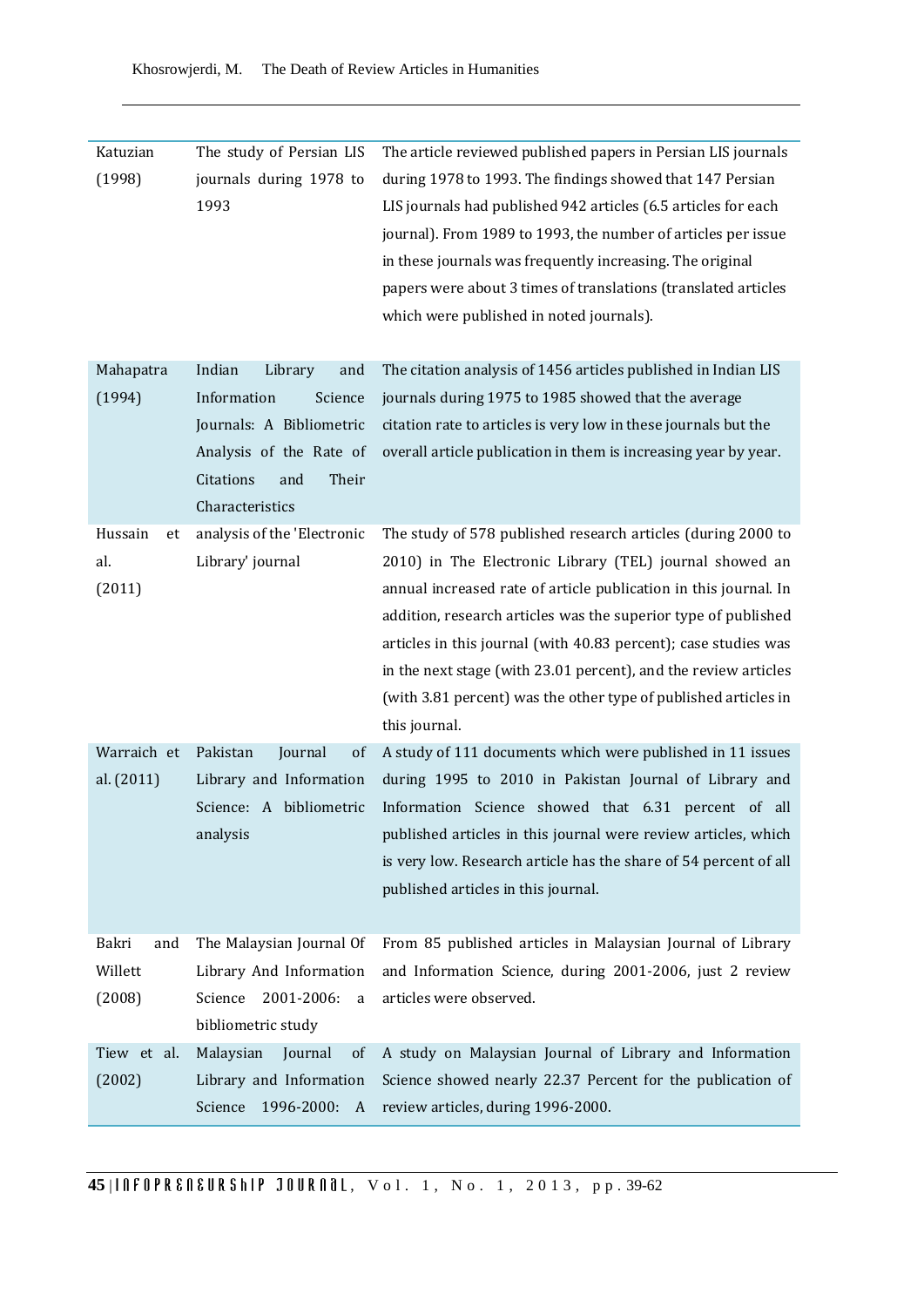| | | |
|---|---|---|
| Katuzian (1998) | The study of Persian LIS journals during 1978 to 1993 | The article reviewed published papers in Persian LIS journals during 1978 to 1993. The findings showed that 147 Persian LIS journals had published 942 articles (6.5 articles for each journal). From 1989 to 1993, the number of articles per issue in these journals was frequently increasing. The original papers were about 3 times of translations (translated articles which were published in noted journals). |
| Mahapatra (1994) | Indian Library and Information Science Journals: A Bibliometric Analysis of the Rate of Citations and Their Characteristics | The citation analysis of 1456 articles published in Indian LIS journals during 1975 to 1985 showed that the average citation rate to articles is very low in these journals but the overall article publication in them is increasing year by year. |
| Hussain et al. (2011) | analysis of the 'Electronic Library' journal | The study of 578 published research articles (during 2000 to 2010) in The Electronic Library (TEL) journal showed an annual increased rate of article publication in this journal. In addition, research articles was the superior type of published articles in this journal (with 40.83 percent); case studies was in the next stage (with 23.01 percent), and the review articles (with 3.81 percent) was the other type of published articles in this journal. |
| Warraich et al. (2011) | Pakistan Journal of Library and Information Science: A bibliometric analysis | A study of 111 documents which were published in 11 issues during 1995 to 2010 in Pakistan Journal of Library and Information Science showed that 6.31 percent of all published articles in this journal were review articles, which is very low. Research article has the share of 54 percent of all published articles in this journal. |
| Bakri and Willett (2008) | The Malaysian Journal Of Library And Information Science 2001-2006: a bibliometric study | From 85 published articles in Malaysian Journal of Library and Information Science, during 2001-2006, just 2 review articles were observed. |
| Tiew et al. (2002) | Malaysian Journal of Library and Information Science 1996-2000: A | A study on Malaysian Journal of Library and Information Science showed nearly 22.37 Percent for the publication of review articles, during 1996-2000. |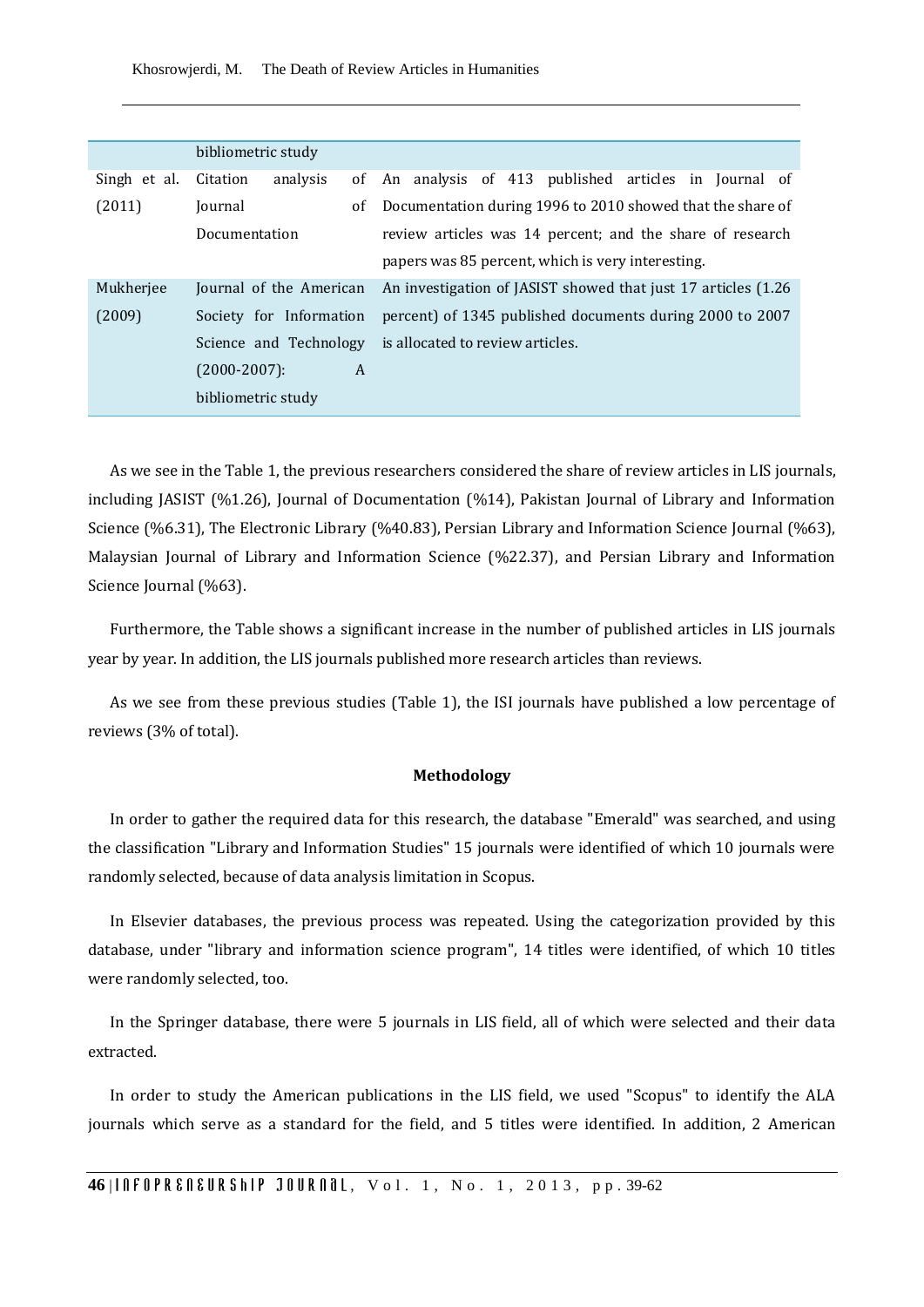| | bibliometric study | |
|---|---|---|
| Singh et al. (2011) | Citation analysis of Journal of Documentation | An analysis of 413 published articles in Journal of Documentation during 1996 to 2010 showed that the share of review articles was 14 percent; and the share of research papers was 85 percent, which is very interesting. |
| Mukherjee (2009) | Journal of the American Society for Information Science and Technology (2000-2007): A bibliometric study | An investigation of JASIST showed that just 17 articles (1.26 percent) of 1345 published documents during 2000 to 2007 is allocated to review articles. |

As we see in the Table 1, the previous researchers considered the share of review articles in LIS journals, including JASIST (%1.26), Journal of Documentation (%14), Pakistan Journal of Library and Information Science (%6.31), The Electronic Library (%40.83), Persian Library and Information Science Journal (%63), Malaysian Journal of Library and Information Science (%22.37), and Persian Library and Information Science Journal (%63).

Furthermore, the Table shows a significant increase in the number of published articles in LIS journals year by year. In addition, the LIS journals published more research articles than reviews.

As we see from these previous studies (Table 1), the ISI journals have published a low percentage of reviews (3% of total).

## Methodology

In order to gather the required data for this research, the database "Emerald" was searched, and using the classification "Library and Information Studies" 15 journals were identified of which 10 journals were randomly selected, because of data analysis limitation in Scopus.

In Elsevier databases, the previous process was repeated. Using the categorization provided by this database, under "library and information science program", 14 titles were identified, of which 10 titles were randomly selected, too.

In the Springer database, there were 5 journals in LIS field, all of which were selected and their data extracted.

In order to study the American publications in the LIS field, we used "Scopus" to identify the ALA journals which serve as a standard for the field, and 5 titles were identified. In addition, 2 American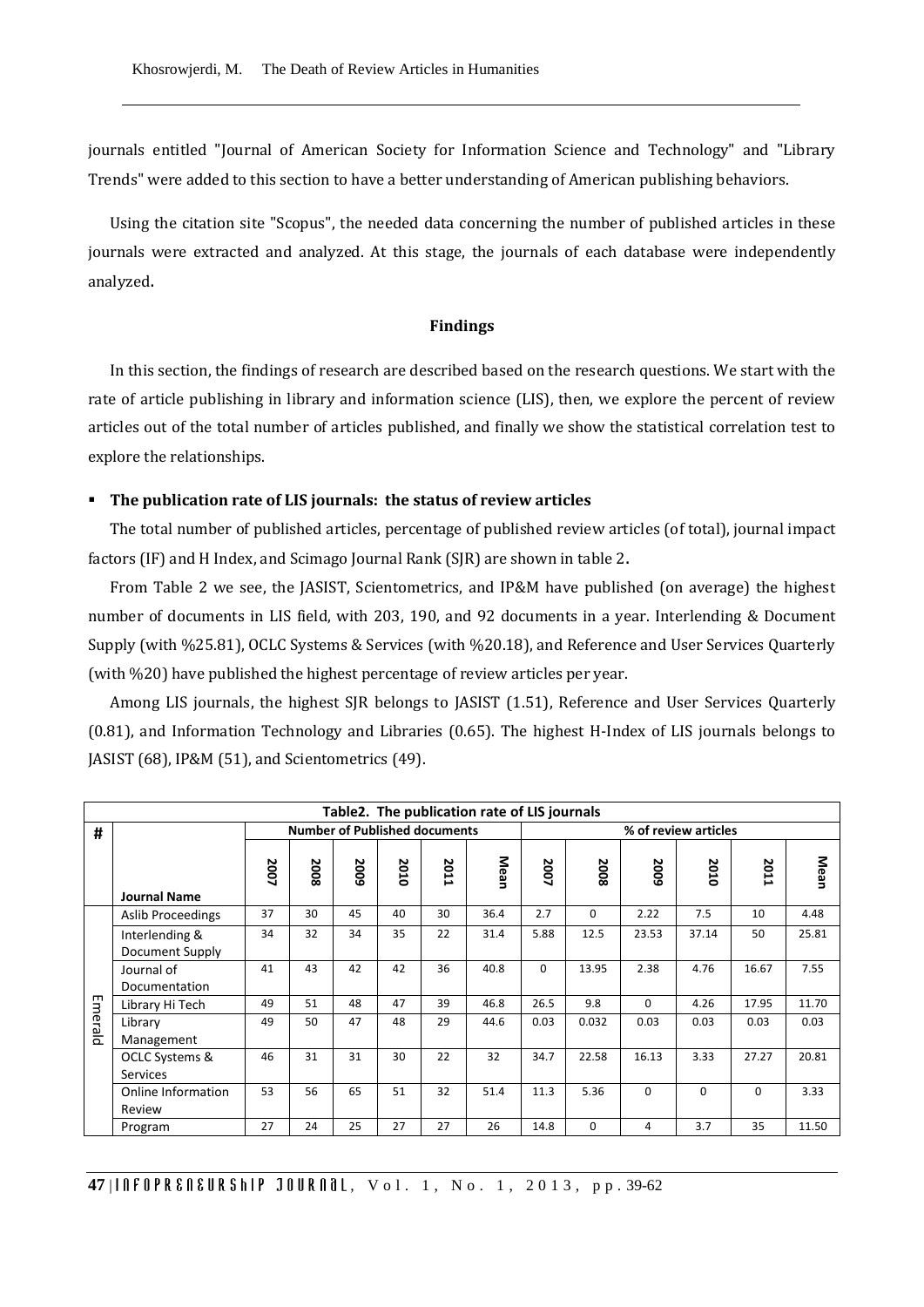journals entitled "Journal of American Society for Information Science and Technology" and "Library Trends" were added to this section to have a better understanding of American publishing behaviors.

Using the citation site "Scopus", the needed data concerning the number of published articles in these journals were extracted and analyzed. At this stage, the journals of each database were independently analyzed.

## Findings

In this section, the findings of research are described based on the research questions. We start with the rate of article publishing in library and information science (LIS), then, we explore the percent of review articles out of the total number of articles published, and finally we show the statistical correlation test to explore the relationships.

### The publication rate of LIS journals: the status of review articles

The total number of published articles, percentage of published review articles (of total), journal impact factors (IF) and H Index, and Scimago Journal Rank (SJR) are shown in table 2.

From Table 2 we see, the JASIST, Scientometrics, and IP&M have published (on average) the highest number of documents in LIS field, with 203, 190, and 92 documents in a year. Interlending & Document Supply (with %25.81), OCLC Systems & Services (with %20.18), and Reference and User Services Quarterly (with %20) have published the highest percentage of review articles per year.

Among LIS journals, the highest SJR belongs to JASIST (1.51), Reference and User Services Quarterly (0.81), and Information Technology and Libraries (0.65). The highest H-Index of LIS journals belongs to JASIST (68), IP&M (51), and Scientometrics (49).

**Table2. The publication rate of LIS journals**

| # | Journal Name | Number of Published documents | | | | | | % of review articles | | | | | |
|---|---|---|---|---|---|---|---|---|---|---|---|---|---|
| | | 2007 | 2008 | 2009 | 2010 | 2011 | Mean | 2007 | 2008 | 2009 | 2010 | 2011 | Mean |
| Emerald | Aslib Proceedings | 37 | 30 | 45 | 40 | 30 | 36.4 | 2.7 | 0 | 2.22 | 7.5 | 10 | 4.48 |
| | Interlending & Document Supply | 34 | 32 | 34 | 35 | 22 | 31.4 | 5.88 | 12.5 | 23.53 | 37.14 | 50 | 25.81 |
| | Journal of Documentation | 41 | 43 | 42 | 42 | 36 | 40.8 | 0 | 13.95 | 2.38 | 4.76 | 16.67 | 7.55 |
| | Library Hi Tech | 49 | 51 | 48 | 47 | 39 | 46.8 | 26.5 | 9.8 | 0 | 4.26 | 17.95 | 11.70 |
| | Library Management | 49 | 50 | 47 | 48 | 29 | 44.6 | 0.03 | 0.032 | 0.03 | 0.03 | 0.03 | 0.03 |
| | OCLC Systems & Services | 46 | 31 | 31 | 30 | 22 | 32 | 34.7 | 22.58 | 16.13 | 3.33 | 27.27 | 20.81 |
| | Online Information Review | 53 | 56 | 65 | 51 | 32 | 51.4 | 11.3 | 5.36 | 0 | 0 | 0 | 3.33 |
| | Program | 27 | 24 | 25 | 27 | 27 | 26 | 14.8 | 0 | 4 | 3.7 | 35 | 11.50 |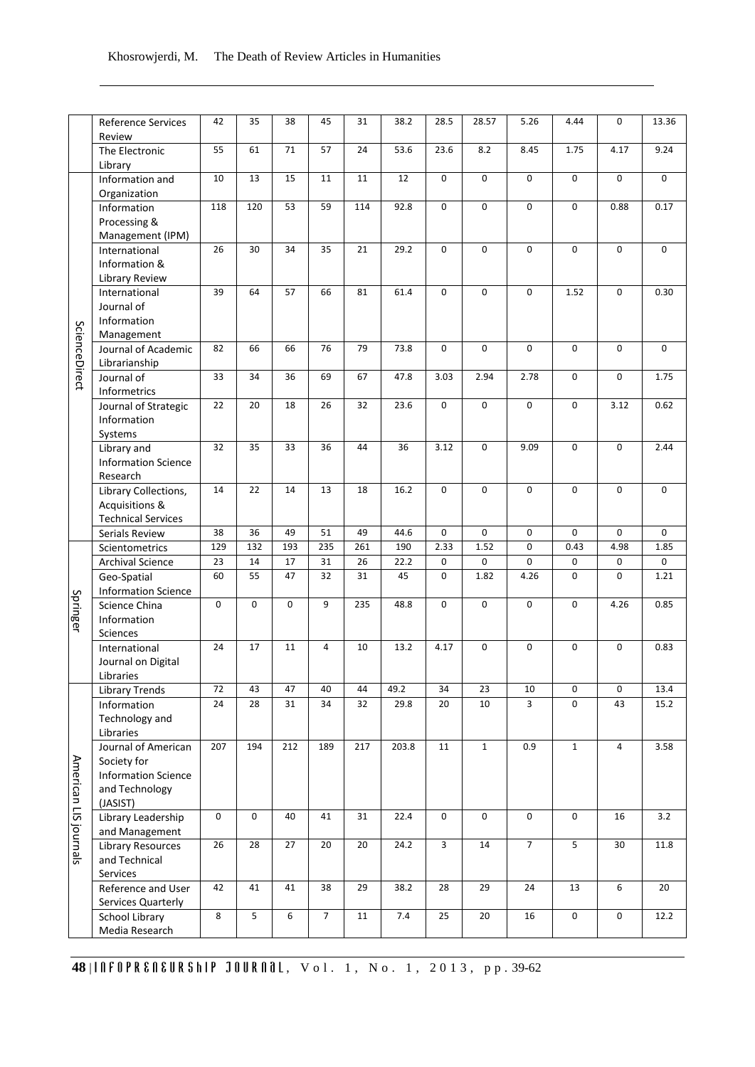| | | | | | | | | | | | | | |
|---|---|---|---|---|---|---|---|---|---|---|---|---|---|
| | Reference Services Review | 42 | 35 | 38 | 45 | 31 | 38.2 | 28.5 | 28.57 | 5.26 | 4.44 | 0 | 13.36 |
| | The Electronic Library | 55 | 61 | 71 | 57 | 24 | 53.6 | 23.6 | 8.2 | 8.45 | 1.75 | 4.17 | 9.24 |
| ScienceDirect | Information and Organization | 10 | 13 | 15 | 11 | 11 | 12 | 0 | 0 | 0 | 0 | 0 | 0 |
| | Information Processing & Management (IPM) | 118 | 120 | 53 | 59 | 114 | 92.8 | 0 | 0 | 0 | 0 | 0.88 | 0.17 |
| | International Information & Library Review | 26 | 30 | 34 | 35 | 21 | 29.2 | 0 | 0 | 0 | 0 | 0 | 0 |
| | International Journal of Information Management | 39 | 64 | 57 | 66 | 81 | 61.4 | 0 | 0 | 0 | 1.52 | 0 | 0.30 |
| | Journal of Academic Librarianship | 82 | 66 | 66 | 76 | 79 | 73.8 | 0 | 0 | 0 | 0 | 0 | 0 |
| | Journal of Informetrics | 33 | 34 | 36 | 69 | 67 | 47.8 | 3.03 | 2.94 | 2.78 | 0 | 0 | 1.75 |
| | Journal of Strategic Information Systems | 22 | 20 | 18 | 26 | 32 | 23.6 | 0 | 0 | 0 | 0 | 3.12 | 0.62 |
| | Library and Information Science Research | 32 | 35 | 33 | 36 | 44 | 36 | 3.12 | 0 | 9.09 | 0 | 0 | 2.44 |
| | Library Collections, Acquisitions & Technical Services | 14 | 22 | 14 | 13 | 18 | 16.2 | 0 | 0 | 0 | 0 | 0 | 0 |
| | Serials Review | 38 | 36 | 49 | 51 | 49 | 44.6 | 0 | 0 | 0 | 0 | 0 | 0 |
| Springer | Scientometrics | 129 | 132 | 193 | 235 | 261 | 190 | 2.33 | 1.52 | 0 | 0.43 | 4.98 | 1.85 |
| | Archival Science | 23 | 14 | 17 | 31 | 26 | 22.2 | 0 | 0 | 0 | 0 | 0 | 0 |
| | Geo-Spatial Information Science | 60 | 55 | 47 | 32 | 31 | 45 | 0 | 1.82 | 4.26 | 0 | 0 | 1.21 |
| | Science China Information Sciences | 0 | 0 | 0 | 9 | 235 | 48.8 | 0 | 0 | 0 | 0 | 4.26 | 0.85 |
| | International Journal on Digital Libraries | 24 | 17 | 11 | 4 | 10 | 13.2 | 4.17 | 0 | 0 | 0 | 0 | 0.83 |
| American LIS journals | Library Trends | 72 | 43 | 47 | 40 | 44 | 49.2 | 34 | 23 | 10 | 0 | 0 | 13.4 |
| | Information Technology and Libraries | 24 | 28 | 31 | 34 | 32 | 29.8 | 20 | 10 | 3 | 0 | 43 | 15.2 |
| | Journal of American Society for Information Science and Technology (JASIST) | 207 | 194 | 212 | 189 | 217 | 203.8 | 11 | 1 | 0.9 | 1 | 4 | 3.58 |
| | Library Leadership and Management | 0 | 0 | 40 | 41 | 31 | 22.4 | 0 | 0 | 0 | 0 | 16 | 3.2 |
| | Library Resources and Technical Services | 26 | 28 | 27 | 20 | 20 | 24.2 | 3 | 14 | 7 | 5 | 30 | 11.8 |
| | Reference and User Services Quarterly | 42 | 41 | 41 | 38 | 29 | 38.2 | 28 | 29 | 24 | 13 | 6 | 20 |
| | School Library Media Research | 8 | 5 | 6 | 7 | 11 | 7.4 | 25 | 20 | 16 | 0 | 0 | 12.2 |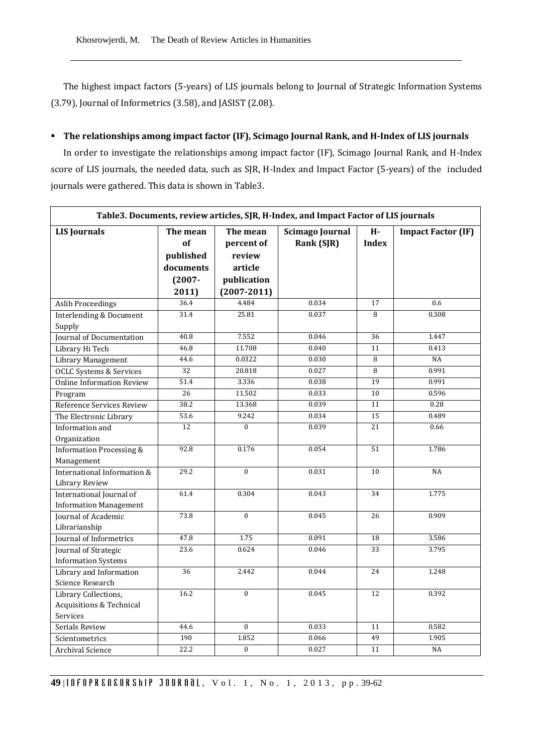The highest impact factors (5-years) of LIS journals belong to Journal of Strategic Information Systems (3.79), Journal of Informetrics (3.58), and JASIST (2.08).

- **The relationships among impact factor (IF), Scimago Journal Rank, and H-Index of LIS journals**

In order to investigate the relationships among impact factor (IF), Scimago Journal Rank, and H-Index score of LIS journals, the needed data, such as SJR, H-Index and Impact Factor (5-years) of the included journals were gathered. This data is shown in Table3.

**Table3. Documents, review articles, SJR, H-Index, and Impact Factor of LIS journals**

| LIS Journals | The mean of published documents (2007-2011) | The mean percent of review article publication (2007-2011) | Scimago Journal Rank (SJR) | H-Index | Impact Factor (IF) |
|---|---|---|---|---|---|
| Aslib Proceedings | 36.4 | 4.484 | 0.034 | 17 | 0.6 |
| Interlending & Document Supply | 31.4 | 25.81 | 0.037 | 8 | 0.308 |
| Journal of Documentation | 40.8 | 7.552 | 0.046 | 36 | 1.447 |
| Library Hi Tech | 46.8 | 11.708 | 0.040 | 11 | 0.413 |
| Library Management | 44.6 | 0.0322 | 0.030 | 8 | NA |
| OCLC Systems & Services | 32 | 20.818 | 0.027 | 8 | 0.991 |
| Online Information Review | 51.4 | 3.336 | 0.038 | 19 | 0.991 |
| Program | 26 | 11.502 | 0.033 | 10 | 0.596 |
| Reference Services Review | 38.2 | 13.368 | 0.039 | 11 | 0.28 |
| The Electronic Library | 53.6 | 9.242 | 0.034 | 15 | 0.489 |
| Information and Organization | 12 | 0 | 0.039 | 21 | 0.66 |
| Information Processing & Management | 92.8 | 0.176 | 0.054 | 51 | 1.786 |
| International Information & Library Review | 29.2 | 0 | 0.031 | 10 | NA |
| International Journal of Information Management | 61.4 | 0.304 | 0.043 | 34 | 1.775 |
| Journal of Academic Librarianship | 73.8 | 0 | 0.045 | 26 | 0.909 |
| Journal of Informetrics | 47.8 | 1.75 | 0.091 | 18 | 3.586 |
| Journal of Strategic Information Systems | 23.6 | 0.624 | 0.046 | 33 | 3.795 |
| Library and Information Science Research | 36 | 2.442 | 0.044 | 24 | 1.248 |
| Library Collections, Acquisitions & Technical Services | 16.2 | 0 | 0.045 | 12 | 0.392 |
| Serials Review | 44.6 | 0 | 0.033 | 11 | 0.582 |
| Scientometrics | 190 | 1.852 | 0.066 | 49 | 1.905 |
| Archival Science | 22.2 | 0 | 0.027 | 11 | NA |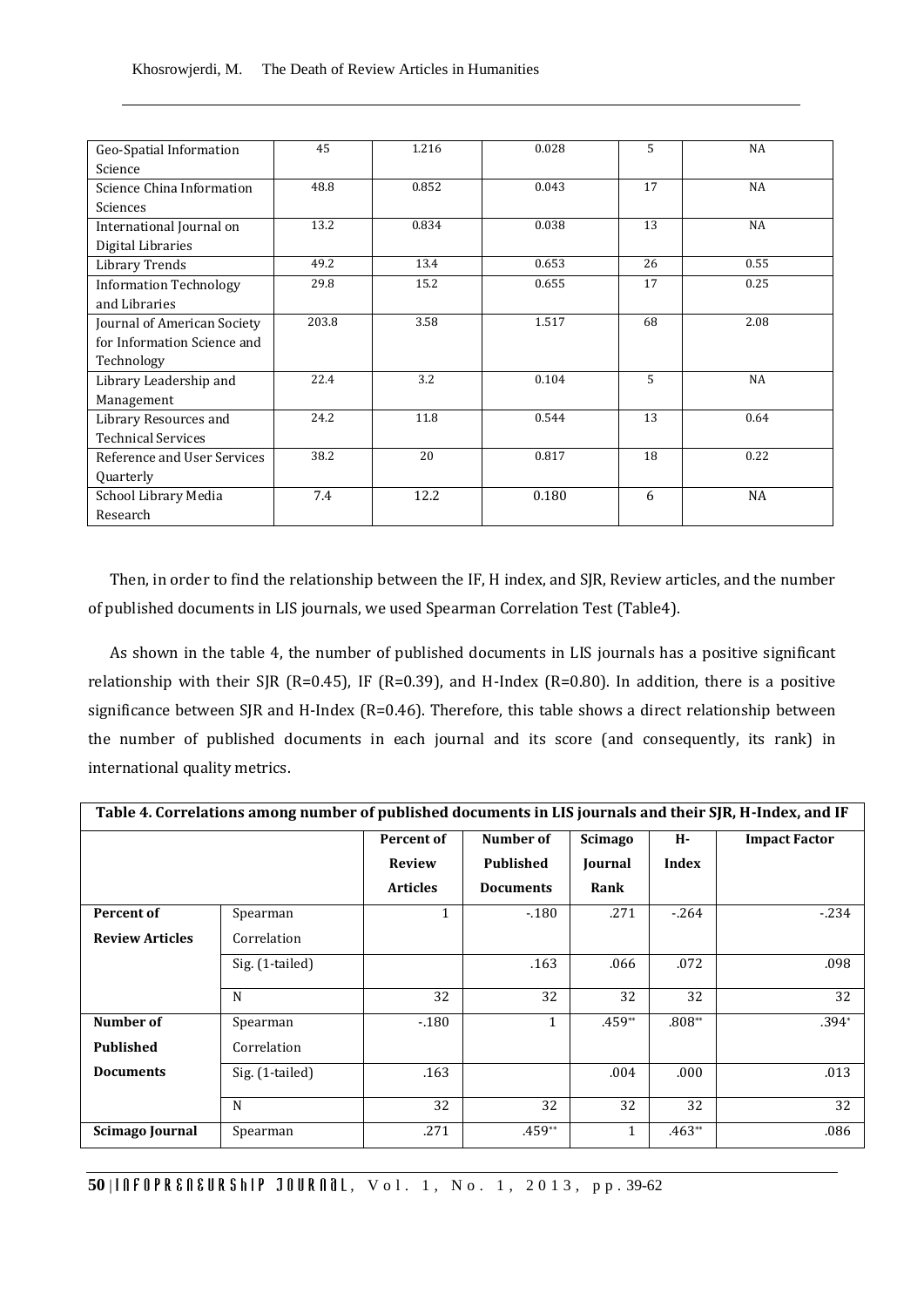| Geo-Spatial Information Science | 45 | 1.216 | 0.028 | 5 | NA |
|---|---|---|---|---|---|
| Science China Information Sciences | 48.8 | 0.852 | 0.043 | 17 | NA |
| International Journal on Digital Libraries | 13.2 | 0.834 | 0.038 | 13 | NA |
| Library Trends | 49.2 | 13.4 | 0.653 | 26 | 0.55 |
| Information Technology and Libraries | 29.8 | 15.2 | 0.655 | 17 | 0.25 |
| Journal of American Society for Information Science and Technology | 203.8 | 3.58 | 1.517 | 68 | 2.08 |
| Library Leadership and Management | 22.4 | 3.2 | 0.104 | 5 | NA |
| Library Resources and Technical Services | 24.2 | 11.8 | 0.544 | 13 | 0.64 |
| Reference and User Services Quarterly | 38.2 | 20 | 0.817 | 18 | 0.22 |
| School Library Media Research | 7.4 | 12.2 | 0.180 | 6 | NA |

Then, in order to find the relationship between the IF, H index, and SJR, Review articles, and the number of published documents in LIS journals, we used Spearman Correlation Test (Table4).

As shown in the table 4, the number of published documents in LIS journals has a positive significant relationship with their SJR (R=0.45), IF (R=0.39), and H-Index (R=0.80). In addition, there is a positive significance between SJR and H-Index (R=0.46). Therefore, this table shows a direct relationship between the number of published documents in each journal and its score (and consequently, its rank) in international quality metrics.

**Table 4. Correlations among number of published documents in LIS journals and their SJR, H-Index, and IF**

| | | Percent of Review Articles | Number of Published Documents | Scimago Journal Rank | H-Index | Impact Factor |
|---|---|---|---|---|---|---|
| **Percent of Review Articles** | Spearman Correlation | 1 | -.180 | .271 | -.264 | -.234 |
| | Sig. (1-tailed) | | .163 | .066 | .072 | .098 |
| | N | 32 | 32 | 32 | 32 | 32 |
| **Number of Published Documents** | Spearman Correlation | -.180 | 1 | .459** | .808** | .394* |
| | Sig. (1-tailed) | .163 | | .004 | .000 | .013 |
| | N | 32 | 32 | 32 | 32 | 32 |
| **Scimago Journal** | Spearman | .271 | .459** | 1 | .463** | .086 |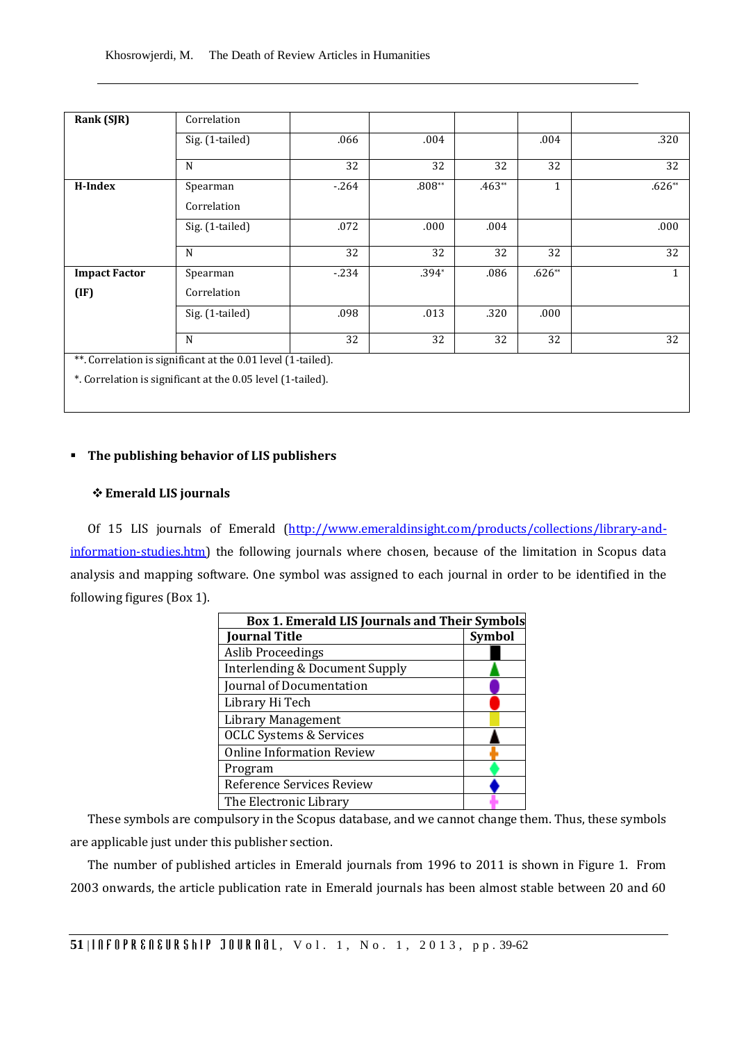| Rank (SJR) | Correlation | | | | | |
|---|---|---|---|---|---|---|
| | Sig. (1-tailed) | .066 | .004 | | .004 | .320 |
| | N | 32 | 32 | 32 | 32 | 32 |
| H-Index | Spearman Correlation | -.264 | .808** | .463** | 1 | .626** |
| | Sig. (1-tailed) | .072 | .000 | .004 | | .000 |
| | N | 32 | 32 | 32 | 32 | 32 |
| Impact Factor (IF) | Spearman Correlation | -.234 | .394* | .086 | .626** | 1 |
| | Sig. (1-tailed) | .098 | .013 | .320 | .000 | |
| | N | 32 | 32 | 32 | 32 | 32 |

**. Correlation is significant at the 0.01 level (1-tailed).

*. Correlation is significant at the 0.05 level (1-tailed).

- **The publishing behavior of LIS publishers**

### ❖ Emerald LIS journals

Of 15 LIS journals of Emerald (http://www.emeraldinsight.com/products/collections/library-and-information-studies.htm) the following journals where chosen, because of the limitation in Scopus data analysis and mapping software. One symbol was assigned to each journal in order to be identified in the following figures (Box 1).

**Box 1. Emerald LIS Journals and Their Symbols**

| Journal Title | Symbol |
|---|---|
| Aslib Proceedings | ■ (black square) |
| Interlending & Document Supply | ▲ (green triangle) |
| Journal of Documentation | ● (purple oval) |
| Library Hi Tech | ● (red oval) |
| Library Management | ■ (yellow square) |
| OCLC Systems & Services | ▲ (black triangle) |
| Online Information Review | ✚ (orange cross) |
| Program | ◆ (green diamond) |
| Reference Services Review | ◆ (blue diamond) |
| The Electronic Library | ✚ (pink cross) |

These symbols are compulsory in the Scopus database, and we cannot change them. Thus, these symbols are applicable just under this publisher section.

The number of published articles in Emerald journals from 1996 to 2011 is shown in Figure 1. From 2003 onwards, the article publication rate in Emerald journals has been almost stable between 20 and 60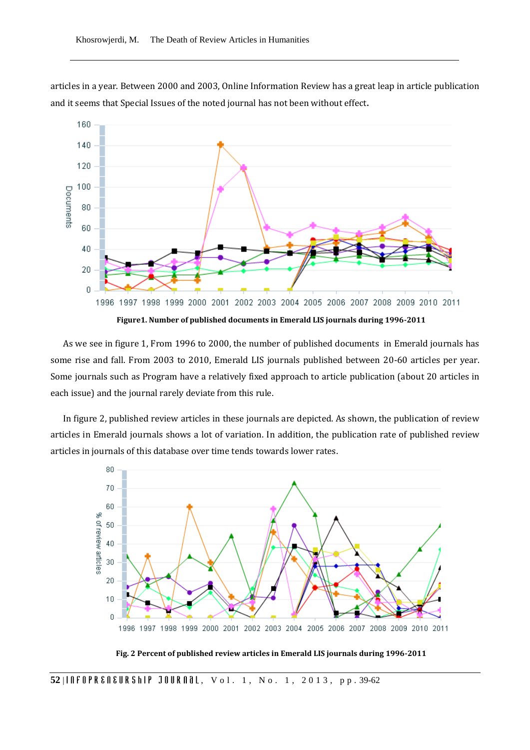articles in a year. Between 2000 and 2003, Online Information Review has a great leap in article publication and it seems that Special Issues of the noted journal has not been without effect.

**Figure1. Number of published documents in Emerald LIS journals during 1996-2011**

As we see in figure 1, From 1996 to 2000, the number of published documents in Emerald journals has some rise and fall. From 2003 to 2010, Emerald LIS journals published between 20-60 articles per year. Some journals such as Program have a relatively fixed approach to article publication (about 20 articles in each issue) and the journal rarely deviate from this rule.

In figure 2, published review articles in these journals are depicted. As shown, the publication of review articles in Emerald journals shows a lot of variation. In addition, the publication rate of published review articles in journals of this database over time tends towards lower rates.

**Fig. 2 Percent of published review articles in Emerald LIS journals during 1996-2011**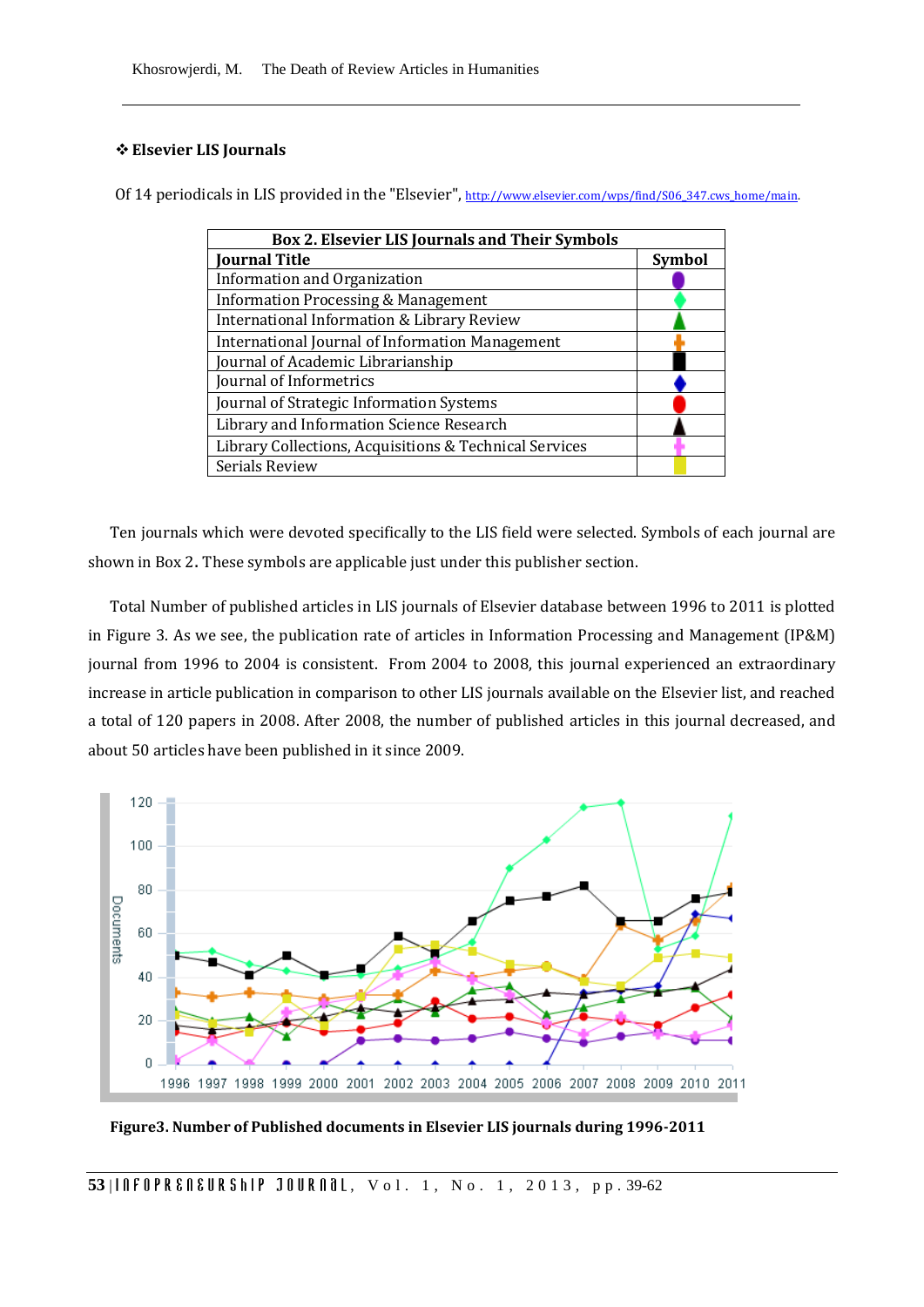### ❖ Elsevier LIS Journals

Of 14 periodicals in LIS provided in the "Elsevier", http://www.elsevier.com/wps/find/S06_347.cws_home/main.

| Box 2. Elsevier LIS Journals and Their Symbols | |
|---|---|
| **Journal Title** | **Symbol** |
| Information and Organization | ⬮ (purple) |
| Information Processing & Management | ◆ (green) |
| International Information & Library Review | ▲ (green) |
| International Journal of Information Management | ✚ (orange) |
| Journal of Academic Librarianship | ■ (black) |
| Journal of Informetrics | ◆ (blue) |
| Journal of Strategic Information Systems | ⬮ (red) |
| Library and Information Science Research | ▲ (black) |
| Library Collections, Acquisitions & Technical Services | ✚ (pink) |
| Serials Review | ■ (yellow) |

Ten journals which were devoted specifically to the LIS field were selected. Symbols of each journal are shown in Box 2. These symbols are applicable just under this publisher section.

Total Number of published articles in LIS journals of Elsevier database between 1996 to 2011 is plotted in Figure 3. As we see, the publication rate of articles in Information Processing and Management (IP&M) journal from 1996 to 2004 is consistent. From 2004 to 2008, this journal experienced an extraordinary increase in article publication in comparison to other LIS journals available on the Elsevier list, and reached a total of 120 papers in 2008. After 2008, the number of published articles in this journal decreased, and about 50 articles have been published in it since 2009.

**Figure3. Number of Published documents in Elsevier LIS journals during 1996-2011**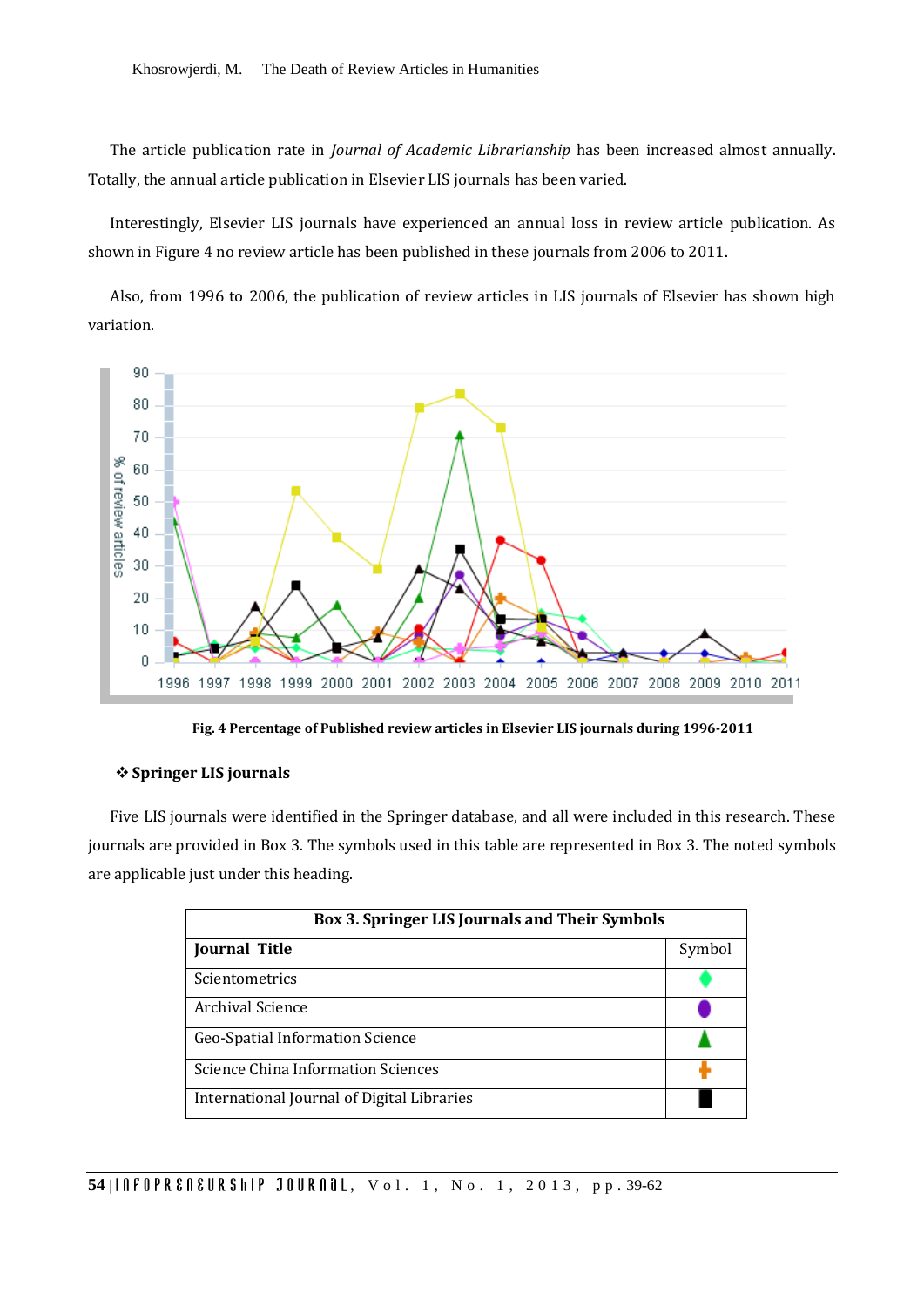The article publication rate in *Journal of Academic Librarianship* has been increased almost annually. Totally, the annual article publication in Elsevier LIS journals has been varied.

Interestingly, Elsevier LIS journals have experienced an annual loss in review article publication. As shown in Figure 4 no review article has been published in these journals from 2006 to 2011.

Also, from 1996 to 2006, the publication of review articles in LIS journals of Elsevier has shown high variation.

**Fig. 4 Percentage of Published review articles in Elsevier LIS journals during 1996-2011**

### ❖ Springer LIS journals

Five LIS journals were identified in the Springer database, and all were included in this research. These journals are provided in Box 3. The symbols used in this table are represented in Box 3. The noted symbols are applicable just under this heading.

| **Box 3. Springer LIS Journals and Their Symbols** | |
|---|---|
| **Journal Title** | Symbol |
| Scientometrics | ◆ |
| Archival Science | ● |
| Geo-Spatial Information Science | ▲ |
| Science China Information Sciences | ✚ |
| International Journal of Digital Libraries | ■ |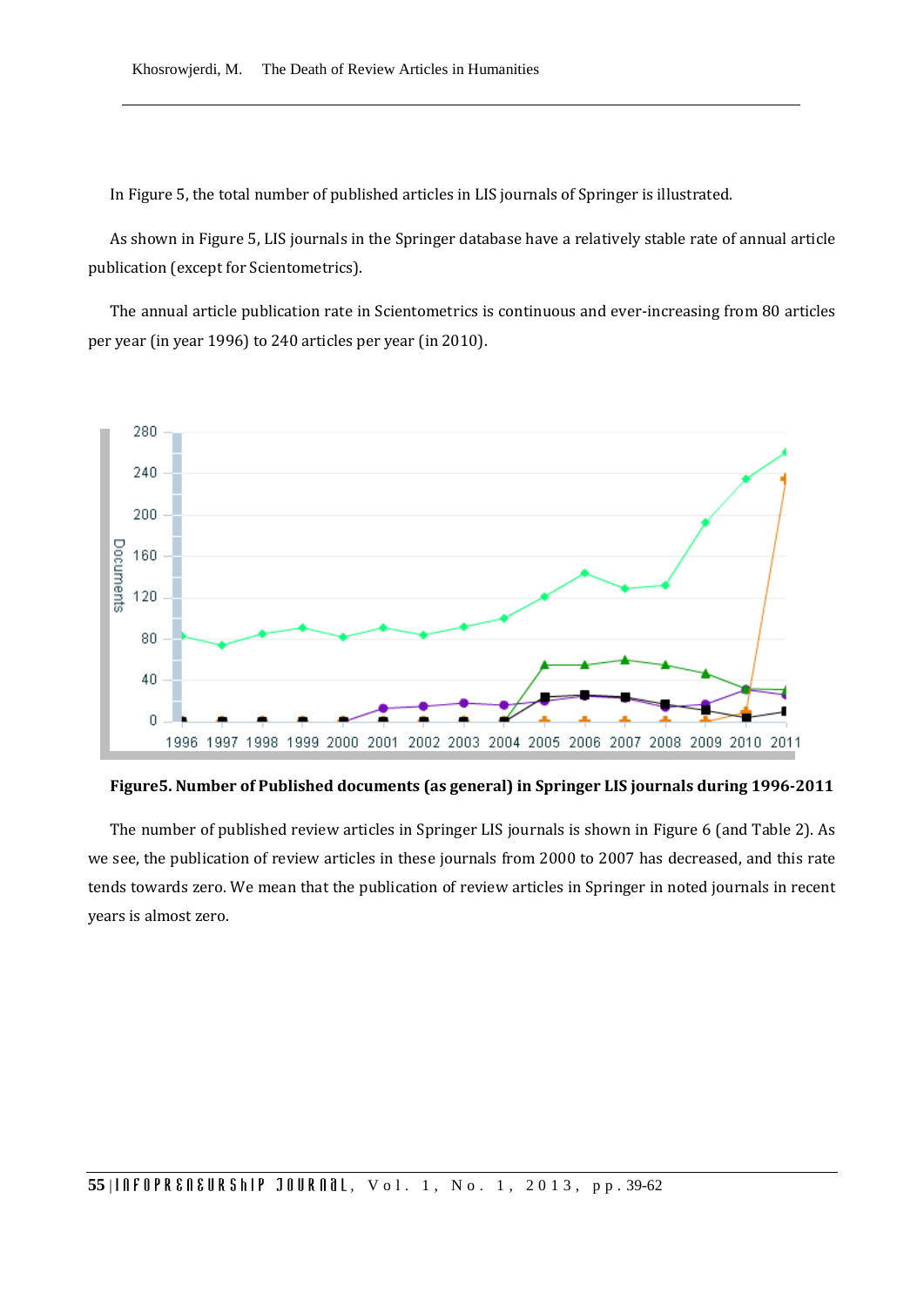In Figure 5, the total number of published articles in LIS journals of Springer is illustrated.

As shown in Figure 5, LIS journals in the Springer database have a relatively stable rate of annual article publication (except for Scientometrics).

The annual article publication rate in Scientometrics is continuous and ever-increasing from 80 articles per year (in year 1996) to 240 articles per year (in 2010).

**Figure5. Number of Published documents (as general) in Springer LIS journals during 1996-2011**

The number of published review articles in Springer LIS journals is shown in Figure 6 (and Table 2). As we see, the publication of review articles in these journals from 2000 to 2007 has decreased, and this rate tends towards zero. We mean that the publication of review articles in Springer in noted journals in recent years is almost zero.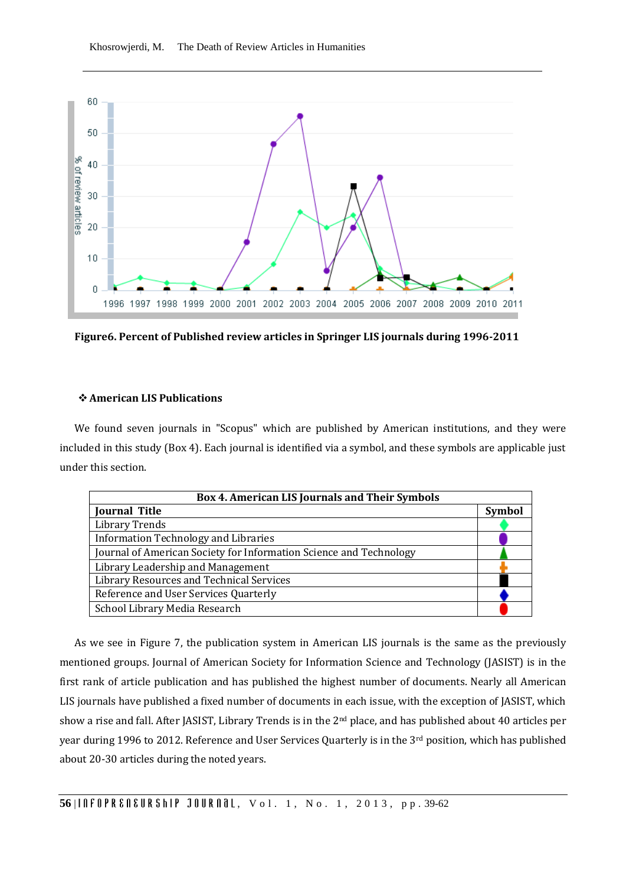Figure6. Percent of Published review articles in Springer LIS journals during 1996-2011

### ❖ American LIS Publications

We found seven journals in "Scopus" which are published by American institutions, and they were included in this study (Box 4). Each journal is identified via a symbol, and these symbols are applicable just under this section.

| Box 4. American LIS Journals and Their Symbols | |
|---|---|
| **Journal Title** | **Symbol** |
| Library Trends | ◆ (green) |
| Information Technology and Libraries | ● (purple) |
| Journal of American Society for Information Science and Technology | ▲ (green) |
| Library Leadership and Management | ✚ (orange) |
| Library Resources and Technical Services | ■ (black) |
| Reference and User Services Quarterly | ◆ (blue) |
| School Library Media Research | ● (red) |

As we see in Figure 7, the publication system in American LIS journals is the same as the previously mentioned groups. Journal of American Society for Information Science and Technology (JASIST) is in the first rank of article publication and has published the highest number of documents. Nearly all American LIS journals have published a fixed number of documents in each issue, with the exception of JASIST, which show a rise and fall. After JASIST, Library Trends is in the 2nd place, and has published about 40 articles per year during 1996 to 2012. Reference and User Services Quarterly is in the 3rd position, which has published about 20-30 articles during the noted years.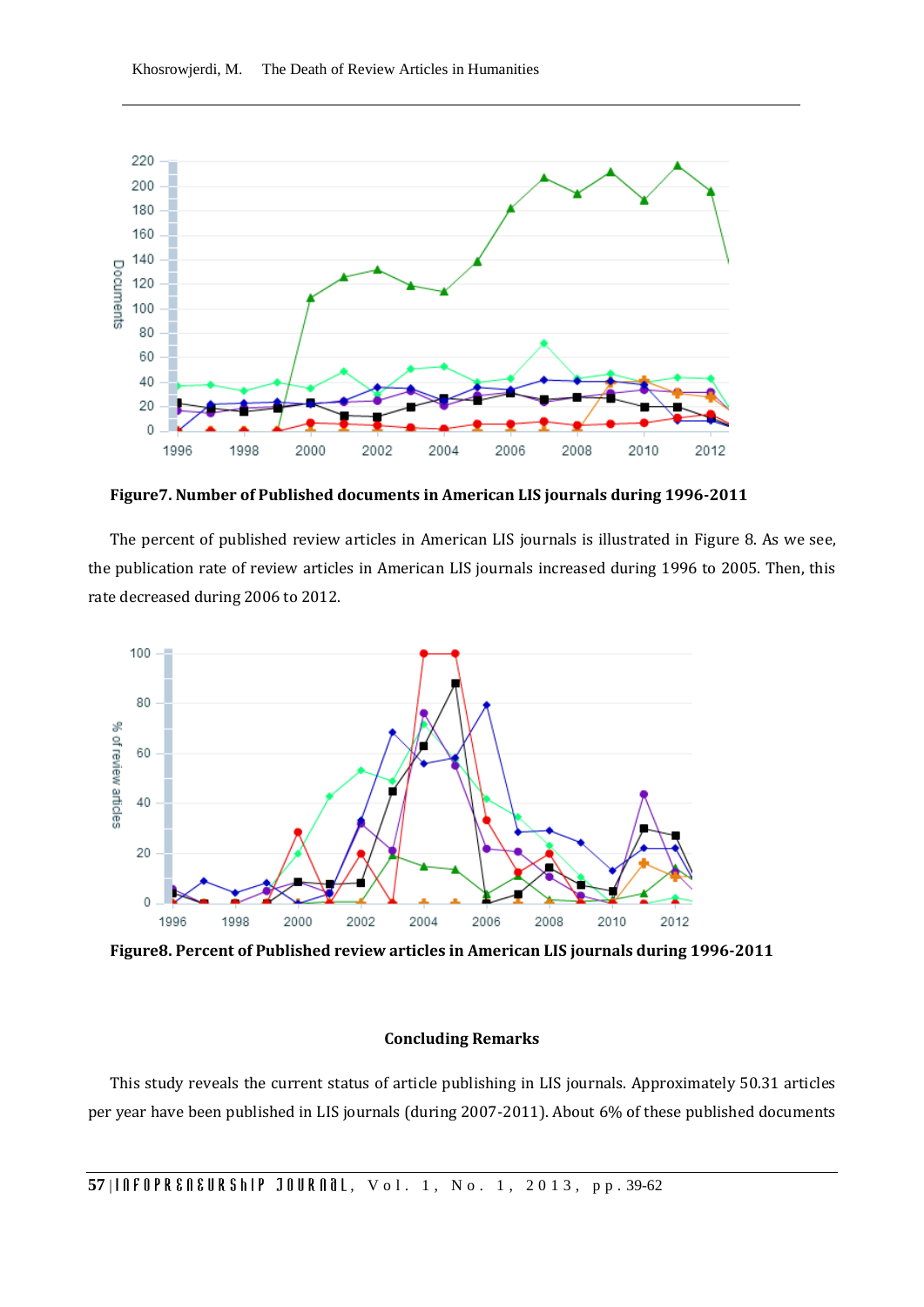**Figure7. Number of Published documents in American LIS journals during 1996-2011**

The percent of published review articles in American LIS journals is illustrated in Figure 8. As we see, the publication rate of review articles in American LIS journals increased during 1996 to 2005. Then, this rate decreased during 2006 to 2012.

**Figure8. Percent of Published review articles in American LIS journals during 1996-2011**

### Concluding Remarks

This study reveals the current status of article publishing in LIS journals. Approximately 50.31 articles per year have been published in LIS journals (during 2007-2011). About 6% of these published documents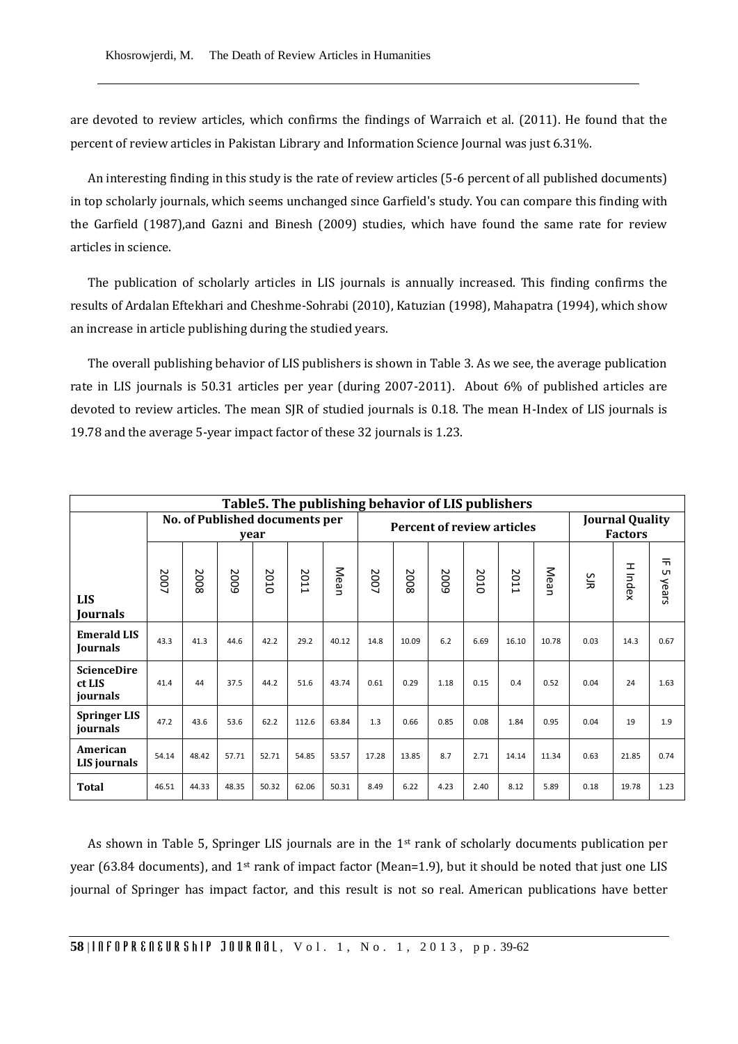are devoted to review articles, which confirms the findings of Warraich et al. (2011). He found that the percent of review articles in Pakistan Library and Information Science Journal was just 6.31%.

An interesting finding in this study is the rate of review articles (5-6 percent of all published documents) in top scholarly journals, which seems unchanged since Garfield's study. You can compare this finding with the Garfield (1987),and Gazni and Binesh (2009) studies, which have found the same rate for review articles in science.

The publication of scholarly articles in LIS journals is annually increased. This finding confirms the results of Ardalan Eftekhari and Cheshme-Sohrabi (2010), Katuzian (1998), Mahapatra (1994), which show an increase in article publishing during the studied years.

The overall publishing behavior of LIS publishers is shown in Table 3. As we see, the average publication rate in LIS journals is 50.31 articles per year (during 2007-2011). About 6% of published articles are devoted to review articles. The mean SJR of studied journals is 0.18. The mean H-Index of LIS journals is 19.78 and the average 5-year impact factor of these 32 journals is 1.23.

**Table5. The publishing behavior of LIS publishers**

| LIS Journals | No. of Published documents per year | | | | | | Percent of review articles | | | | | | Journal Quality Factors | | |
|---|---|---|---|---|---|---|---|---|---|---|---|---|---|---|---|
| | 2007 | 2008 | 2009 | 2010 | 2011 | Mean | 2007 | 2008 | 2009 | 2010 | 2011 | Mean | SJR | H Index | IF 5 years |
| **Emerald LIS Journals** | 43.3 | 41.3 | 44.6 | 42.2 | 29.2 | 40.12 | 14.8 | 10.09 | 6.2 | 6.69 | 16.10 | 10.78 | 0.03 | 14.3 | 0.67 |
| **ScienceDirect LIS journals** | 41.4 | 44 | 37.5 | 44.2 | 51.6 | 43.74 | 0.61 | 0.29 | 1.18 | 0.15 | 0.4 | 0.52 | 0.04 | 24 | 1.63 |
| **Springer LIS journals** | 47.2 | 43.6 | 53.6 | 62.2 | 112.6 | 63.84 | 1.3 | 0.66 | 0.85 | 0.08 | 1.84 | 0.95 | 0.04 | 19 | 1.9 |
| **American LIS journals** | 54.14 | 48.42 | 57.71 | 52.71 | 54.85 | 53.57 | 17.28 | 13.85 | 8.7 | 2.71 | 14.14 | 11.34 | 0.63 | 21.85 | 0.74 |
| **Total** | 46.51 | 44.33 | 48.35 | 50.32 | 62.06 | 50.31 | 8.49 | 6.22 | 4.23 | 2.40 | 8.12 | 5.89 | 0.18 | 19.78 | 1.23 |

As shown in Table 5, Springer LIS journals are in the 1st rank of scholarly documents publication per year (63.84 documents), and 1st rank of impact factor (Mean=1.9), but it should be noted that just one LIS journal of Springer has impact factor, and this result is not so real. American publications have better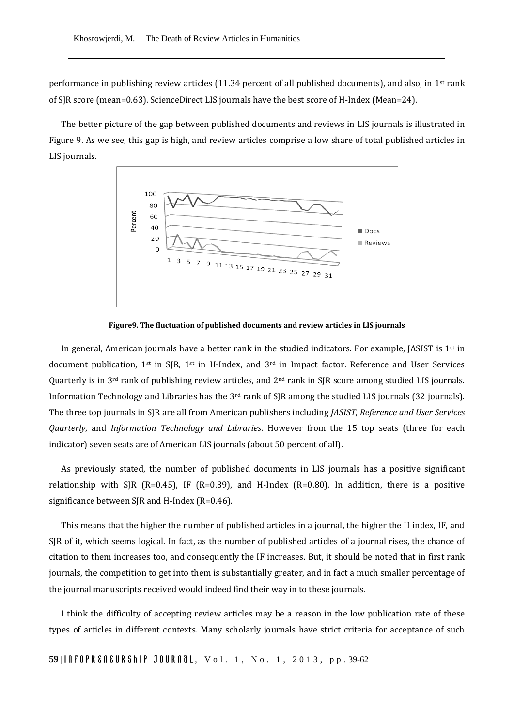performance in publishing review articles (11.34 percent of all published documents), and also, in 1st rank of SJR score (mean=0.63). ScienceDirect LIS journals have the best score of H-Index (Mean=24).

The better picture of the gap between published documents and reviews in LIS journals is illustrated in Figure 9. As we see, this gap is high, and review articles comprise a low share of total published articles in LIS journals.

**Figure9. The fluctuation of published documents and review articles in LIS journals**

In general, American journals have a better rank in the studied indicators. For example, JASIST is 1st in document publication, 1st in SJR, 1st in H-Index, and 3rd in Impact factor. Reference and User Services Quarterly is in 3rd rank of publishing review articles, and 2nd rank in SJR score among studied LIS journals. Information Technology and Libraries has the 3rd rank of SJR among the studied LIS journals (32 journals). The three top journals in SJR are all from American publishers including *JASIST*, *Reference and User Services Quarterly*, and *Information Technology and Libraries*. However from the 15 top seats (three for each indicator) seven seats are of American LIS journals (about 50 percent of all).

As previously stated, the number of published documents in LIS journals has a positive significant relationship with SJR (R=0.45), IF (R=0.39), and H-Index (R=0.80). In addition, there is a positive significance between SJR and H-Index (R=0.46).

This means that the higher the number of published articles in a journal, the higher the H index, IF, and SJR of it, which seems logical. In fact, as the number of published articles of a journal rises, the chance of citation to them increases too, and consequently the IF increases. But, it should be noted that in first rank journals, the competition to get into them is substantially greater, and in fact a much smaller percentage of the journal manuscripts received would indeed find their way in to these journals.

I think the difficulty of accepting review articles may be a reason in the low publication rate of these types of articles in different contexts. Many scholarly journals have strict criteria for acceptance of such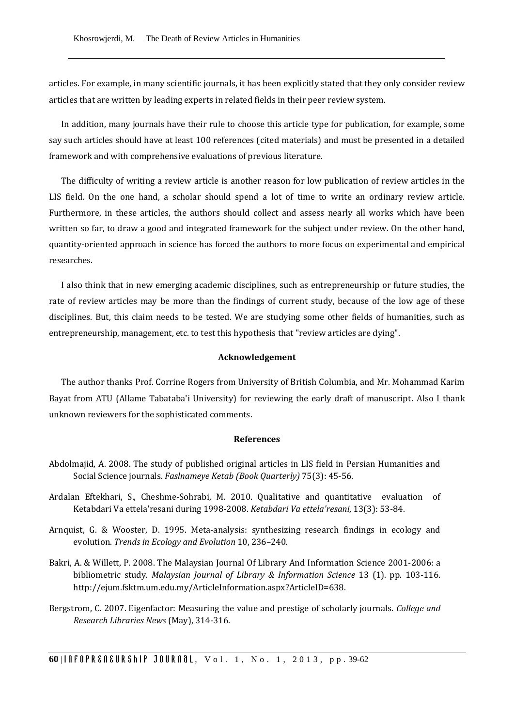articles. For example, in many scientific journals, it has been explicitly stated that they only consider review articles that are written by leading experts in related fields in their peer review system.

In addition, many journals have their rule to choose this article type for publication, for example, some say such articles should have at least 100 references (cited materials) and must be presented in a detailed framework and with comprehensive evaluations of previous literature.

The difficulty of writing a review article is another reason for low publication of review articles in the LIS field. On the one hand, a scholar should spend a lot of time to write an ordinary review article. Furthermore, in these articles, the authors should collect and assess nearly all works which have been written so far, to draw a good and integrated framework for the subject under review. On the other hand, quantity-oriented approach in science has forced the authors to more focus on experimental and empirical researches.

I also think that in new emerging academic disciplines, such as entrepreneurship or future studies, the rate of review articles may be more than the findings of current study, because of the low age of these disciplines. But, this claim needs to be tested. We are studying some other fields of humanities, such as entrepreneurship, management, etc. to test this hypothesis that "review articles are dying".

## Acknowledgement

The author thanks Prof. Corrine Rogers from University of British Columbia, and Mr. Mohammad Karim Bayat from ATU (Allame Tabataba'i University) for reviewing the early draft of manuscript. Also I thank unknown reviewers for the sophisticated comments.

## References

Abdolmajid, A. 2008. The study of published original articles in LIS field in Persian Humanities and Social Science journals. *Faslnameye Ketab (Book Quarterly)* 75(3): 45-56.

Ardalan Eftekhari, S., Cheshme-Sohrabi, M. 2010. Qualitative and quantitative evaluation of Ketabdari Va ettela'resani during 1998-2008. *Ketabdari Va ettela'resani*, 13(3): 53-84.

Arnquist, G. & Wooster, D. 1995. Meta-analysis: synthesizing research findings in ecology and evolution. *Trends in Ecology and Evolution* 10, 236–240.

Bakri, A. & Willett, P. 2008. The Malaysian Journal Of Library And Information Science 2001-2006: a bibliometric study. *Malaysian Journal of Library & Information Science* 13 (1). pp. 103-116. http://ejum.fsktm.um.edu.my/ArticleInformation.aspx?ArticleID=638.

Bergstrom, C. 2007. Eigenfactor: Measuring the value and prestige of scholarly journals. *College and Research Libraries News* (May), 314-316.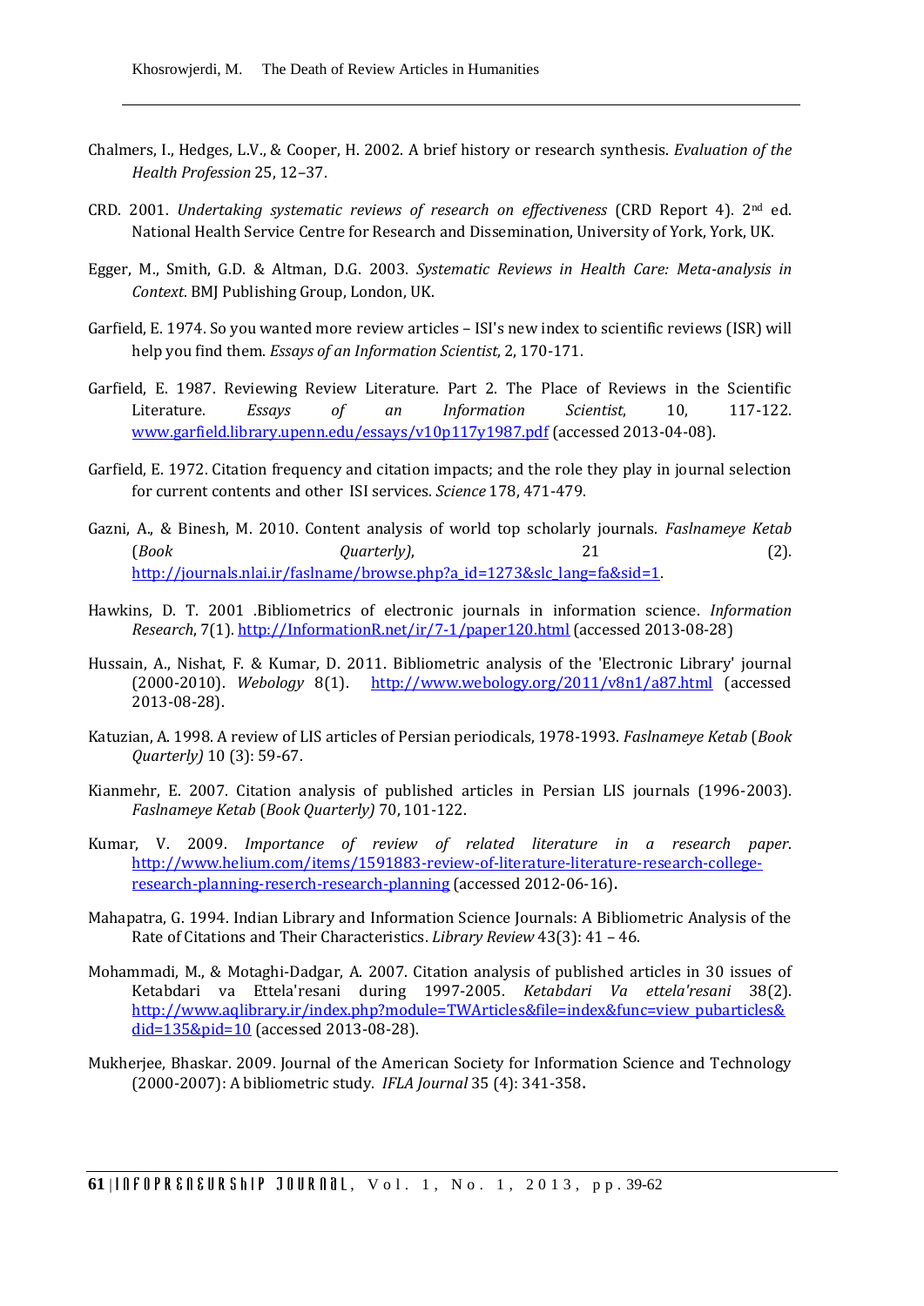Chalmers, I., Hedges, L.V., & Cooper, H. 2002. A brief history or research synthesis. *Evaluation of the Health Profession* 25, 12–37.

CRD. 2001. *Undertaking systematic reviews of research on effectiveness* (CRD Report 4). 2nd ed. National Health Service Centre for Research and Dissemination, University of York, York, UK.

Egger, M., Smith, G.D. & Altman, D.G. 2003. *Systematic Reviews in Health Care: Meta-analysis in Context*. BMJ Publishing Group, London, UK.

Garfield, E. 1974. So you wanted more review articles – ISI's new index to scientific reviews (ISR) will help you find them. *Essays of an Information Scientist*, 2, 170-171.

Garfield, E. 1987. Reviewing Review Literature. Part 2. The Place of Reviews in the Scientific Literature. *Essays of an Information Scientist*, 10, 117-122. www.garfield.library.upenn.edu/essays/v10p117y1987.pdf (accessed 2013-04-08).

Garfield, E. 1972. Citation frequency and citation impacts; and the role they play in journal selection for current contents and other ISI services. *Science* 178, 471-479.

Gazni, A., & Binesh, M. 2010. Content analysis of world top scholarly journals. *Faslnameye Ketab* (*Book Quarterly)*, 21 (2). http://journals.nlai.ir/faslname/browse.php?a_id=1273&slc_lang=fa&sid=1.

Hawkins, D. T. 2001 .Bibliometrics of electronic journals in information science. *Information Research*, 7(1). http://InformationR.net/ir/7-1/paper120.html (accessed 2013-08-28)

Hussain, A., Nishat, F. & Kumar, D. 2011. Bibliometric analysis of the 'Electronic Library' journal (2000-2010). *Webology* 8(1). http://www.webology.org/2011/v8n1/a87.html (accessed 2013-08-28).

Katuzian, A. 1998. A review of LIS articles of Persian periodicals, 1978-1993. *Faslnameye Ketab* (*Book Quarterly)* 10 (3): 59-67.

Kianmehr, E. 2007. Citation analysis of published articles in Persian LIS journals (1996-2003). *Faslnameye Ketab* (*Book Quarterly)* 70, 101-122.

Kumar, V. 2009. *Importance of review of related literature in a research paper*. http://www.helium.com/items/1591883-review-of-literature-literature-research-college-research-planning-reserch-research-planning (accessed 2012-06-16).

Mahapatra, G. 1994. Indian Library and Information Science Journals: A Bibliometric Analysis of the Rate of Citations and Their Characteristics. *Library Review* 43(3): 41 – 46.

Mohammadi, M., & Motaghi-Dadgar, A. 2007. Citation analysis of published articles in 30 issues of Ketabdari va Ettela'resani during 1997-2005. *Ketabdari Va ettela'resani* 38(2). http://www.aqlibrary.ir/index.php?module=TWArticles&file=index&func=view_pubarticles&did=135&pid=10 (accessed 2013-08-28).

Mukherjee, Bhaskar. 2009. Journal of the American Society for Information Science and Technology (2000-2007): A bibliometric study. *IFLA Journal* 35 (4): 341-358.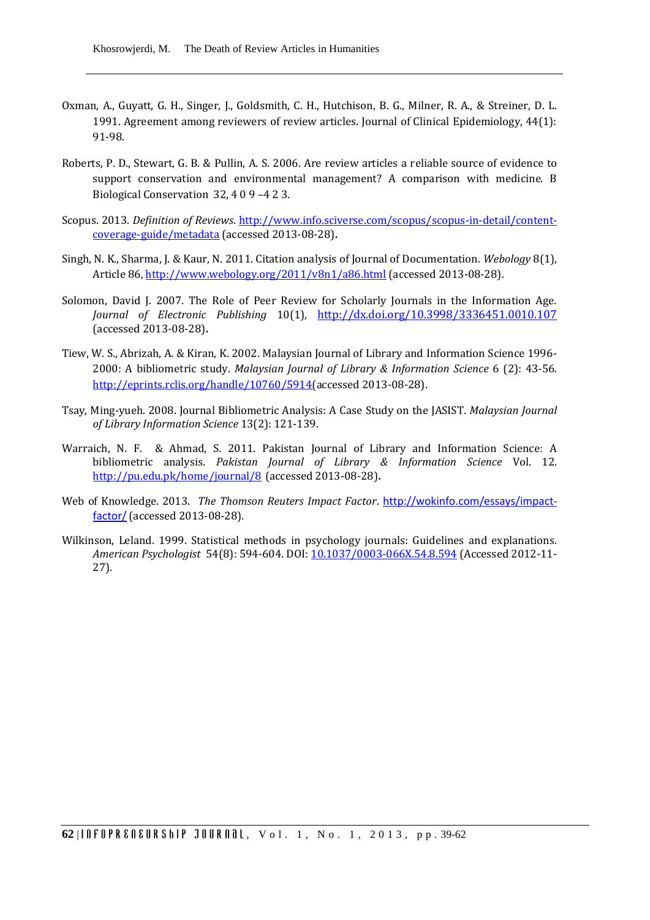Oxman, A., Guyatt, G. H., Singer, J., Goldsmith, C. H., Hutchison, B. G., Milner, R. A., & Streiner, D. L. 1991. Agreement among reviewers of review articles. Journal of Clinical Epidemiology, 44(1): 91-98.

Roberts, P. D., Stewart, G. B. & Pullin, A. S. 2006. Are review articles a reliable source of evidence to support conservation and environmental management? A comparison with medicine. B Biological Conservation 32, 4 0 9 –4 2 3.

Scopus. 2013. *Definition of Reviews*. http://www.info.sciverse.com/scopus/scopus-in-detail/content-coverage-guide/metadata (accessed 2013-08-28).

Singh, N. K., Sharma, J. & Kaur, N. 2011. Citation analysis of Journal of Documentation. *Webology* 8(1), Article 86, http://www.webology.org/2011/v8n1/a86.html (accessed 2013-08-28).

Solomon, David J. 2007. The Role of Peer Review for Scholarly Journals in the Information Age. *Journal of Electronic Publishing* 10(1), http://dx.doi.org/10.3998/3336451.0010.107 (accessed 2013-08-28).

Tiew, W. S., Abrizah, A. & Kiran, K. 2002. Malaysian Journal of Library and Information Science 1996-2000: A bibliometric study. *Malaysian Journal of Library & Information Science* 6 (2): 43-56. http://eprints.rclis.org/handle/10760/5914(accessed 2013-08-28).

Tsay, Ming-yueh. 2008. Journal Bibliometric Analysis: A Case Study on the JASIST. *Malaysian Journal of Library Information Science* 13(2): 121-139.

Warraich, N. F. & Ahmad, S. 2011. Pakistan Journal of Library and Information Science: A bibliometric analysis. *Pakistan Journal of Library & Information Science* Vol. 12. http://pu.edu.pk/home/journal/8 (accessed 2013-08-28).

Web of Knowledge. 2013. *The Thomson Reuters Impact Factor*. http://wokinfo.com/essays/impact-factor/ (accessed 2013-08-28).

Wilkinson, Leland. 1999. Statistical methods in psychology journals: Guidelines and explanations. *American Psychologist* 54(8): 594-604. DOI: 10.1037/0003-066X.54.8.594 (Accessed 2012-11-27).